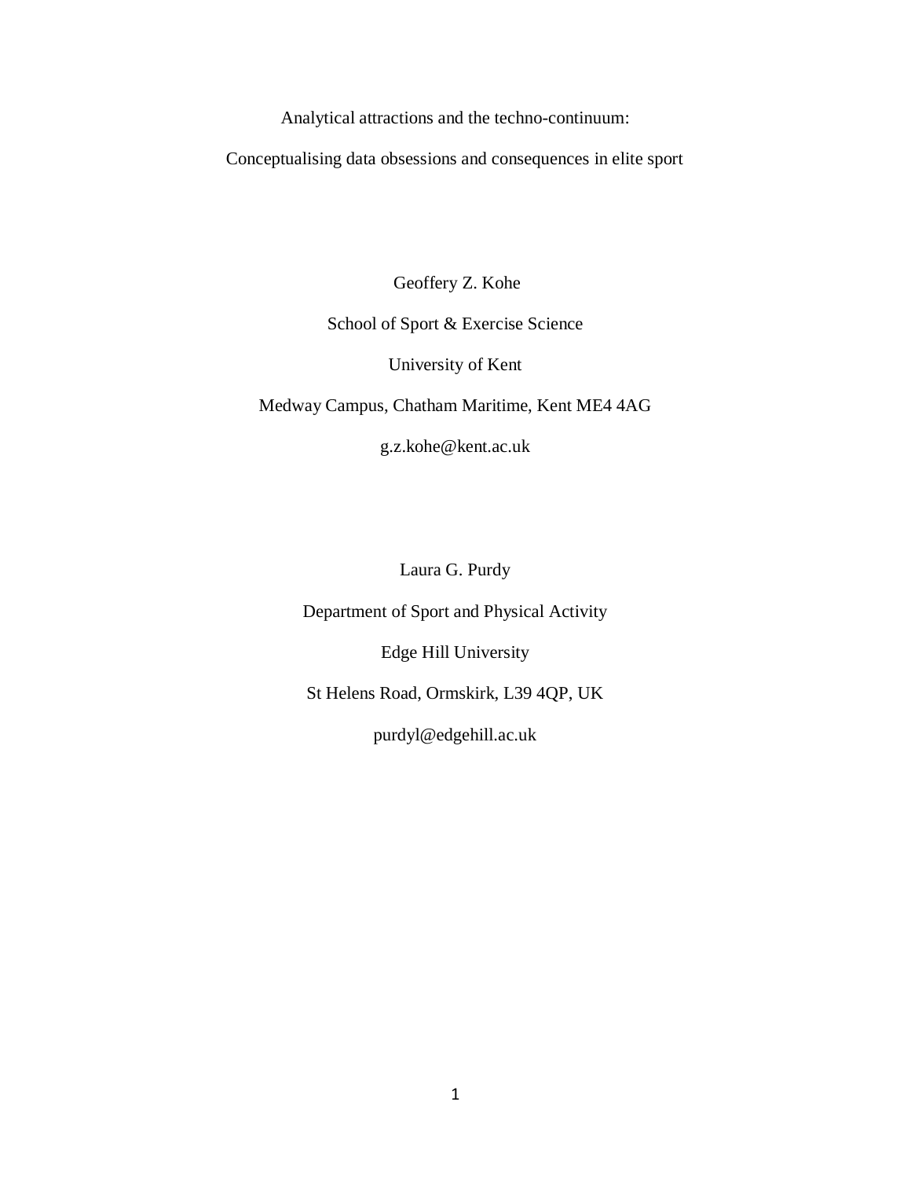# Analytical attractions and the techno-continuum:

# Conceptualising data obsessions and consequences in elite sport

Geoffery Z. Kohe

School of Sport & Exercise Science

University of Kent

Medway Campus, Chatham Maritime, Kent ME4 4AG

g.z.kohe@kent.ac.uk

Laura G. Purdy

Department of Sport and Physical Activity

Edge Hill University

St Helens Road, Ormskirk, L39 4QP, UK

purdyl@edgehill.ac.uk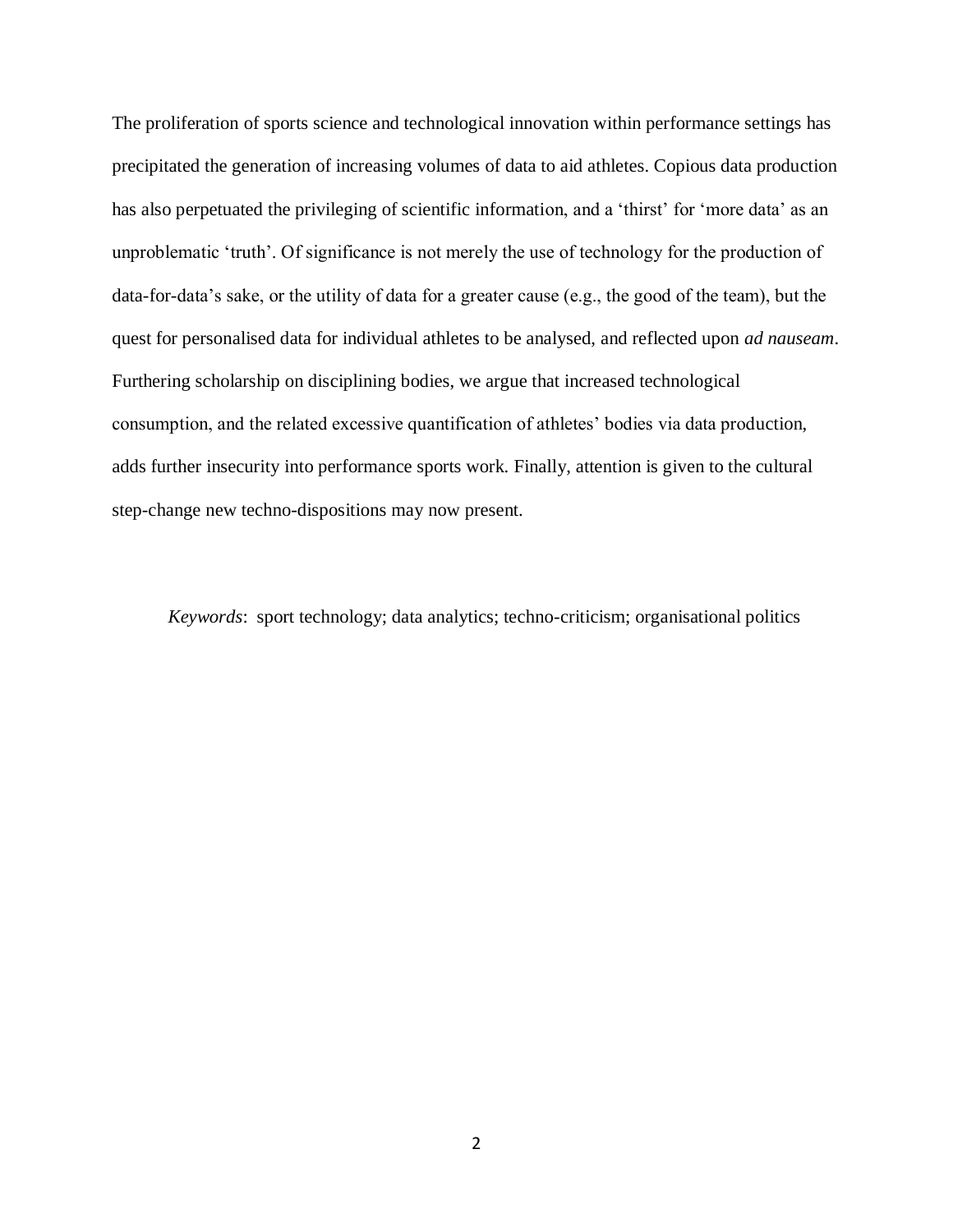The proliferation of sports science and technological innovation within performance settings has precipitated the generation of increasing volumes of data to aid athletes. Copious data production has also perpetuated the privileging of scientific information, and a 'thirst' for 'more data' as an unproblematic 'truth'. Of significance is not merely the use of technology for the production of data-for-data's sake, or the utility of data for a greater cause (e.g., the good of the team), but the quest for personalised data for individual athletes to be analysed, and reflected upon *ad nauseam*. Furthering scholarship on disciplining bodies, we argue that increased technological consumption, and the related excessive quantification of athletes' bodies via data production, adds further insecurity into performance sports work. Finally, attention is given to the cultural step-change new techno-dispositions may now present.

*Keywords*: sport technology; data analytics; techno-criticism; organisational politics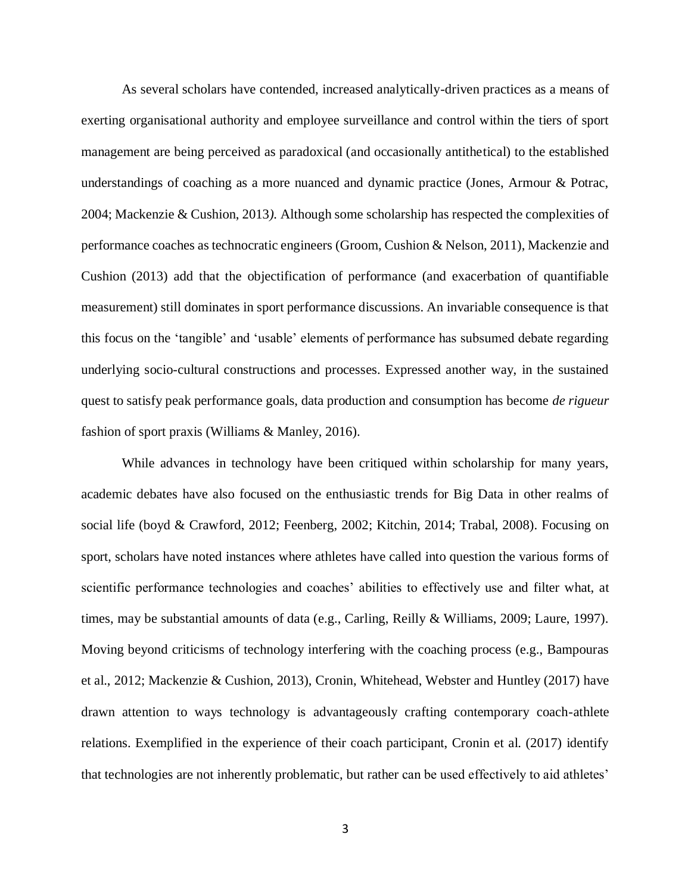As several scholars have contended, increased analytically-driven practices as a means of exerting organisational authority and employee surveillance and control within the tiers of sport management are being perceived as paradoxical (and occasionally antithetical) to the established understandings of coaching as a more nuanced and dynamic practice (Jones, Armour & Potrac, 2004; Mackenzie & Cushion, 2013*).* Although some scholarship has respected the complexities of performance coaches as technocratic engineers (Groom, Cushion & Nelson, 2011), Mackenzie and Cushion (2013) add that the objectification of performance (and exacerbation of quantifiable measurement) still dominates in sport performance discussions. An invariable consequence is that this focus on the 'tangible' and 'usable' elements of performance has subsumed debate regarding underlying socio-cultural constructions and processes. Expressed another way, in the sustained quest to satisfy peak performance goals, data production and consumption has become *de rigueur* fashion of sport praxis (Williams & Manley, 2016).

While advances in technology have been critiqued within scholarship for many years, academic debates have also focused on the enthusiastic trends for Big Data in other realms of social life (boyd & Crawford, 2012; Feenberg, 2002; Kitchin, 2014; Trabal, 2008). Focusing on sport, scholars have noted instances where athletes have called into question the various forms of scientific performance technologies and coaches' abilities to effectively use and filter what, at times, may be substantial amounts of data (e.g., Carling, Reilly & Williams, 2009; Laure, 1997). Moving beyond criticisms of technology interfering with the coaching process (e.g., Bampouras et al., 2012; Mackenzie & Cushion, 2013), Cronin, Whitehead, Webster and Huntley (2017) have drawn attention to ways technology is advantageously crafting contemporary coach-athlete relations. Exemplified in the experience of their coach participant, Cronin et al. (2017) identify that technologies are not inherently problematic, but rather can be used effectively to aid athletes'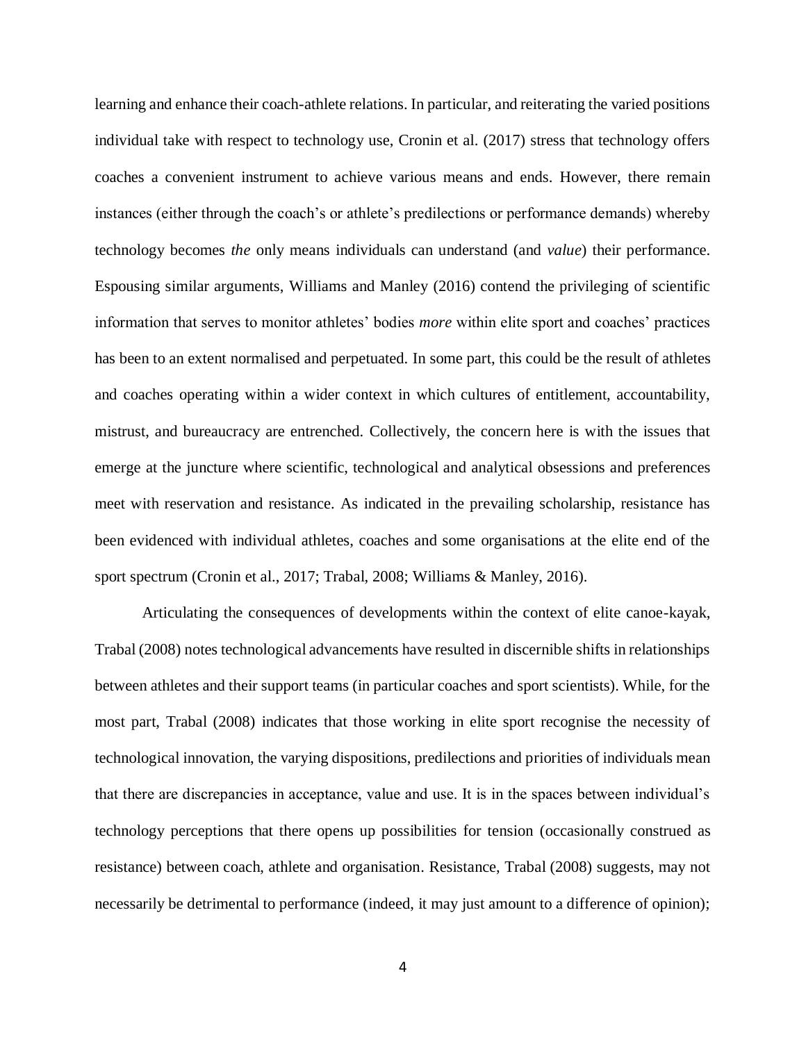learning and enhance their coach-athlete relations. In particular, and reiterating the varied positions individual take with respect to technology use, Cronin et al. (2017) stress that technology offers coaches a convenient instrument to achieve various means and ends. However, there remain instances (either through the coach's or athlete's predilections or performance demands) whereby technology becomes *the* only means individuals can understand (and *value*) their performance. Espousing similar arguments, Williams and Manley (2016) contend the privileging of scientific information that serves to monitor athletes' bodies *more* within elite sport and coaches' practices has been to an extent normalised and perpetuated. In some part, this could be the result of athletes and coaches operating within a wider context in which cultures of entitlement, accountability, mistrust, and bureaucracy are entrenched. Collectively, the concern here is with the issues that emerge at the juncture where scientific, technological and analytical obsessions and preferences meet with reservation and resistance. As indicated in the prevailing scholarship, resistance has been evidenced with individual athletes, coaches and some organisations at the elite end of the sport spectrum (Cronin et al., 2017; Trabal, 2008; Williams & Manley, 2016).

Articulating the consequences of developments within the context of elite canoe-kayak, Trabal (2008) notes technological advancements have resulted in discernible shifts in relationships between athletes and their support teams (in particular coaches and sport scientists). While, for the most part, Trabal (2008) indicates that those working in elite sport recognise the necessity of technological innovation, the varying dispositions, predilections and priorities of individuals mean that there are discrepancies in acceptance, value and use. It is in the spaces between individual's technology perceptions that there opens up possibilities for tension (occasionally construed as resistance) between coach, athlete and organisation. Resistance, Trabal (2008) suggests, may not necessarily be detrimental to performance (indeed, it may just amount to a difference of opinion);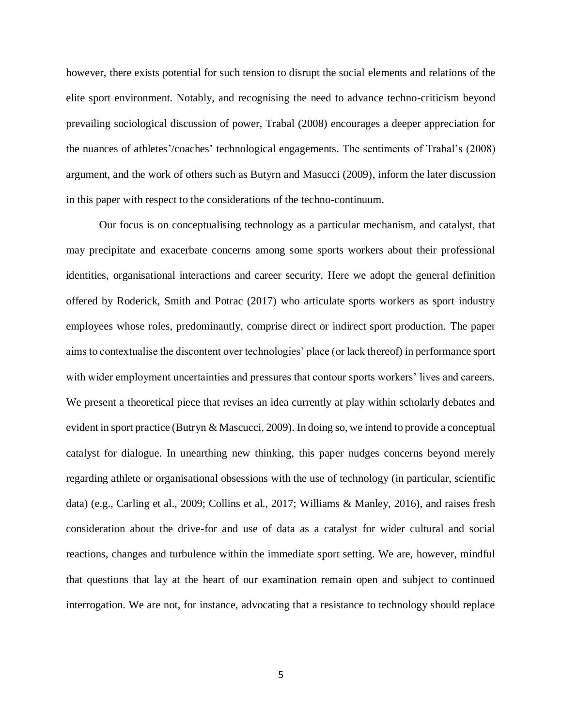however, there exists potential for such tension to disrupt the social elements and relations of the elite sport environment. Notably, and recognising the need to advance techno-criticism beyond prevailing sociological discussion of power, Trabal (2008) encourages a deeper appreciation for the nuances of athletes'/coaches' technological engagements. The sentiments of Trabal's (2008) argument, and the work of others such as Butyrn and Masucci (2009), inform the later discussion in this paper with respect to the considerations of the techno-continuum.

Our focus is on conceptualising technology as a particular mechanism, and catalyst, that may precipitate and exacerbate concerns among some sports workers about their professional identities, organisational interactions and career security. Here we adopt the general definition offered by Roderick, Smith and Potrac (2017) who articulate sports workers as sport industry employees whose roles, predominantly, comprise direct or indirect sport production. The paper aims to contextualise the discontent over technologies' place (or lack thereof) in performance sport with wider employment uncertainties and pressures that contour sports workers' lives and careers. We present a theoretical piece that revises an idea currently at play within scholarly debates and evident in sport practice (Butryn & Mascucci, 2009). In doing so, we intend to provide a conceptual catalyst for dialogue. In unearthing new thinking, this paper nudges concerns beyond merely regarding athlete or organisational obsessions with the use of technology (in particular, scientific data) (e.g., Carling et al., 2009; Collins et al., 2017; Williams & Manley, 2016), and raises fresh consideration about the drive-for and use of data as a catalyst for wider cultural and social reactions, changes and turbulence within the immediate sport setting. We are, however, mindful that questions that lay at the heart of our examination remain open and subject to continued interrogation. We are not, for instance, advocating that a resistance to technology should replace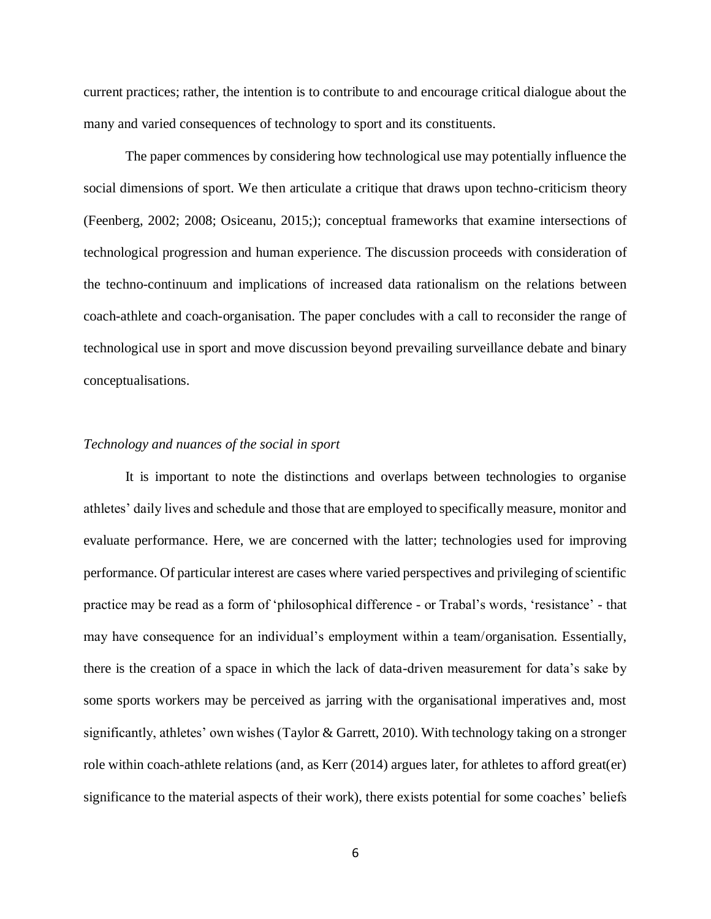current practices; rather, the intention is to contribute to and encourage critical dialogue about the many and varied consequences of technology to sport and its constituents.

The paper commences by considering how technological use may potentially influence the social dimensions of sport. We then articulate a critique that draws upon techno-criticism theory (Feenberg, 2002; 2008; Osiceanu, 2015;); conceptual frameworks that examine intersections of technological progression and human experience. The discussion proceeds with consideration of the techno-continuum and implications of increased data rationalism on the relations between coach-athlete and coach-organisation. The paper concludes with a call to reconsider the range of technological use in sport and move discussion beyond prevailing surveillance debate and binary conceptualisations.

*Technology and nuances of the social in sport*

It is important to note the distinctions and overlaps between technologies to organise athletes' daily lives and schedule and those that are employed to specifically measure, monitor and evaluate performance. Here, we are concerned with the latter; technologies used for improving performance. Of particular interest are cases where varied perspectives and privileging of scientific practice may be read as a form of 'philosophical difference - or Trabal's words, 'resistance' - that may have consequence for an individual's employment within a team/organisation. Essentially, there is the creation of a space in which the lack of data-driven measurement for data's sake by some sports workers may be perceived as jarring with the organisational imperatives and, most significantly, athletes' own wishes (Taylor & Garrett, 2010). With technology taking on a stronger role within coach-athlete relations (and, as Kerr (2014) argues later, for athletes to afford great(er) significance to the material aspects of their work), there exists potential for some coaches' beliefs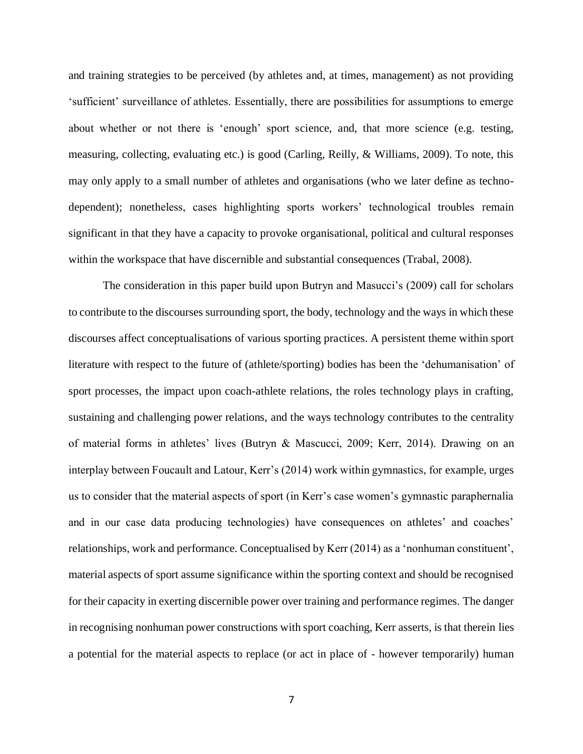and training strategies to be perceived (by athletes and, at times, management) as not providing 'sufficient' surveillance of athletes. Essentially, there are possibilities for assumptions to emerge about whether or not there is 'enough' sport science, and, that more science (e.g. testing, measuring, collecting, evaluating etc.) is good (Carling, Reilly, & Williams, 2009). To note, this may only apply to a small number of athletes and organisations (who we later define as techno-dependent); nonetheless, cases highlighting sports workers' technological troubles remain significant in that they have a capacity to provoke organisational, political and cultural responses within the workspace that have discernible and substantial consequences (Trabal, 2008).

The consideration in this paper build upon Butryn and Masucci's (2009) call for scholars to contribute to the discourses surrounding sport, the body, technology and the ways in which these discourses affect conceptualisations of various sporting practices. A persistent theme within sport literature with respect to the future of (athlete/sporting) bodies has been the 'dehumanisation' of sport processes, the impact upon coach-athlete relations, the roles technology plays in crafting, sustaining and challenging power relations, and the ways technology contributes to the centrality of material forms in athletes' lives (Butryn & Mascucci, 2009; Kerr, 2014). Drawing on an interplay between Foucault and Latour, Kerr's (2014) work within gymnastics, for example, urges us to consider that the material aspects of sport (in Kerr's case women's gymnastic paraphernalia and in our case data producing technologies) have consequences on athletes' and coaches' relationships, work and performance. Conceptualised by Kerr (2014) as a 'nonhuman constituent', material aspects of sport assume significance within the sporting context and should be recognised for their capacity in exerting discernible power over training and performance regimes. The danger in recognising nonhuman power constructions with sport coaching, Kerr asserts, is that therein lies a potential for the material aspects to replace (or act in place of - however temporarily) human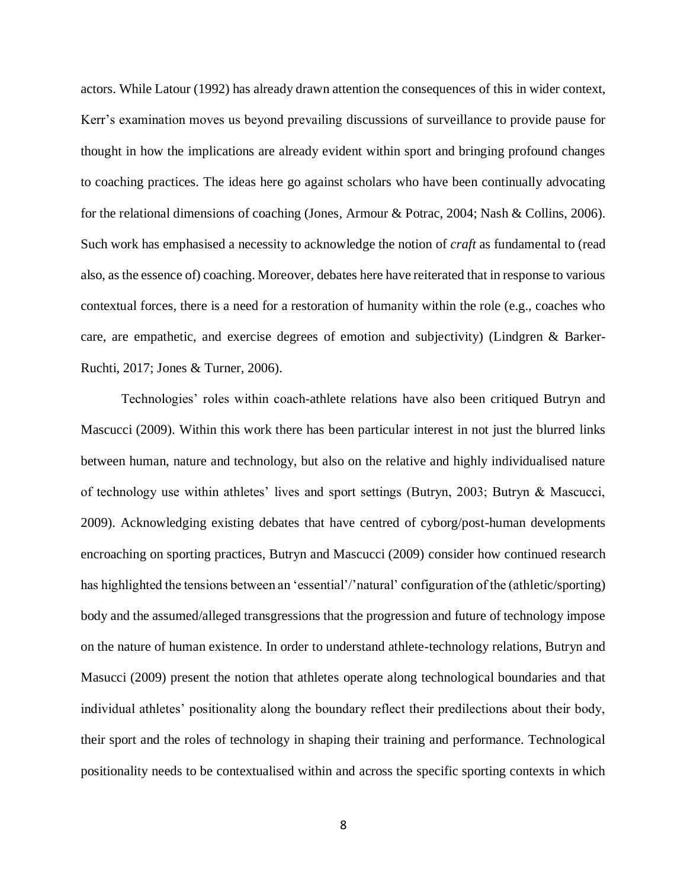actors. While Latour (1992) has already drawn attention the consequences of this in wider context, Kerr's examination moves us beyond prevailing discussions of surveillance to provide pause for thought in how the implications are already evident within sport and bringing profound changes to coaching practices. The ideas here go against scholars who have been continually advocating for the relational dimensions of coaching (Jones, Armour & Potrac, 2004; Nash & Collins, 2006). Such work has emphasised a necessity to acknowledge the notion of *craft* as fundamental to (read also, as the essence of) coaching. Moreover, debates here have reiterated that in response to various contextual forces, there is a need for a restoration of humanity within the role (e.g., coaches who care, are empathetic, and exercise degrees of emotion and subjectivity) (Lindgren & Barker-Ruchti, 2017; Jones & Turner, 2006).

Technologies' roles within coach-athlete relations have also been critiqued Butryn and Mascucci (2009). Within this work there has been particular interest in not just the blurred links between human, nature and technology, but also on the relative and highly individualised nature of technology use within athletes' lives and sport settings (Butryn, 2003; Butryn & Mascucci, 2009). Acknowledging existing debates that have centred of cyborg/post-human developments encroaching on sporting practices, Butryn and Mascucci (2009) consider how continued research has highlighted the tensions between an 'essential'/'natural' configuration of the (athletic/sporting) body and the assumed/alleged transgressions that the progression and future of technology impose on the nature of human existence. In order to understand athlete-technology relations, Butryn and Masucci (2009) present the notion that athletes operate along technological boundaries and that individual athletes' positionality along the boundary reflect their predilections about their body, their sport and the roles of technology in shaping their training and performance. Technological positionality needs to be contextualised within and across the specific sporting contexts in which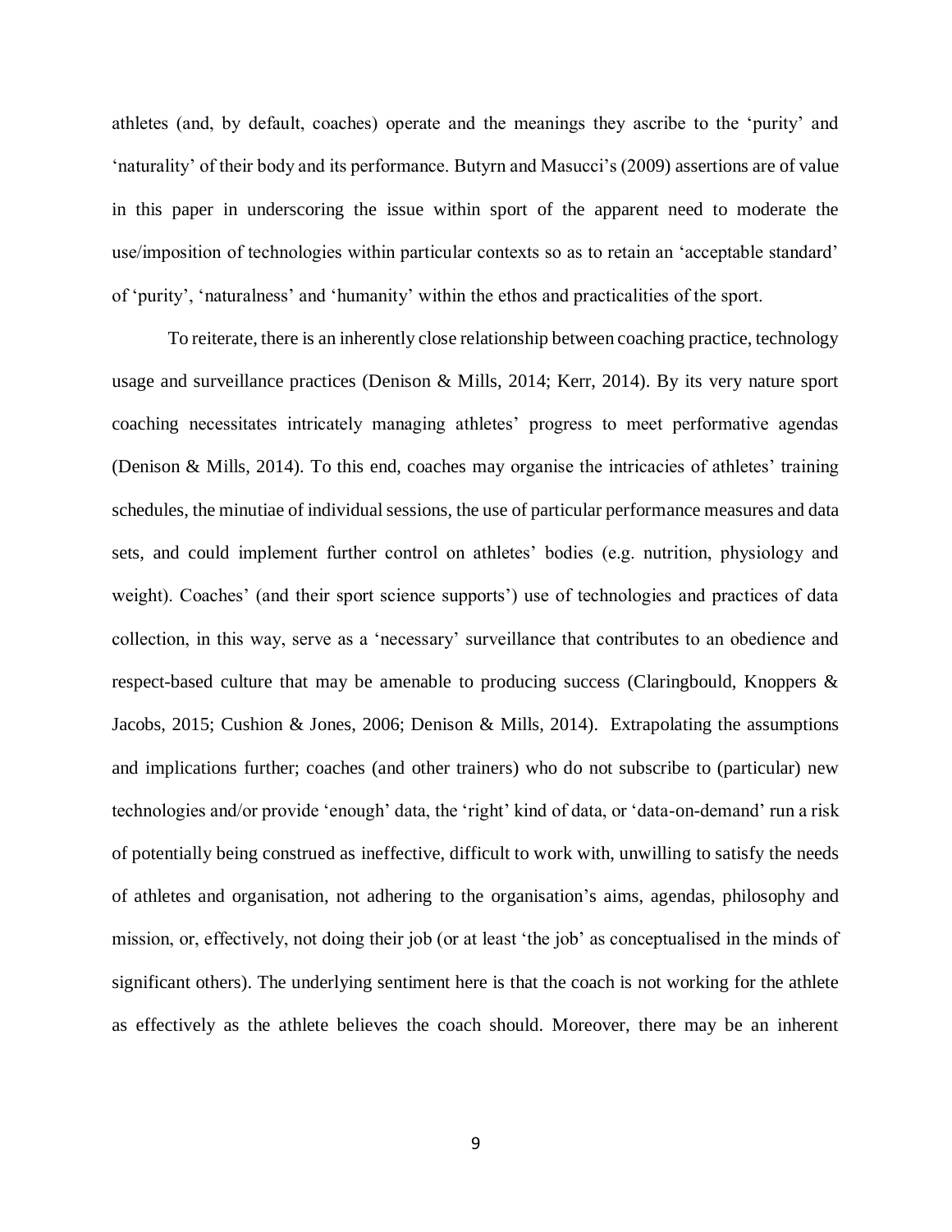athletes (and, by default, coaches) operate and the meanings they ascribe to the 'purity' and 'naturality' of their body and its performance. Butyrn and Masucci's (2009) assertions are of value in this paper in underscoring the issue within sport of the apparent need to moderate the use/imposition of technologies within particular contexts so as to retain an 'acceptable standard' of 'purity', 'naturalness' and 'humanity' within the ethos and practicalities of the sport.

To reiterate, there is an inherently close relationship between coaching practice, technology usage and surveillance practices (Denison & Mills, 2014; Kerr, 2014). By its very nature sport coaching necessitates intricately managing athletes' progress to meet performative agendas (Denison & Mills, 2014). To this end, coaches may organise the intricacies of athletes' training schedules, the minutiae of individual sessions, the use of particular performance measures and data sets, and could implement further control on athletes' bodies (e.g. nutrition, physiology and weight). Coaches' (and their sport science supports') use of technologies and practices of data collection, in this way, serve as a 'necessary' surveillance that contributes to an obedience and respect-based culture that may be amenable to producing success (Claringbould, Knoppers & Jacobs, 2015; Cushion & Jones, 2006; Denison & Mills, 2014). Extrapolating the assumptions and implications further; coaches (and other trainers) who do not subscribe to (particular) new technologies and/or provide 'enough' data, the 'right' kind of data, or 'data-on-demand' run a risk of potentially being construed as ineffective, difficult to work with, unwilling to satisfy the needs of athletes and organisation, not adhering to the organisation's aims, agendas, philosophy and mission, or, effectively, not doing their job (or at least 'the job' as conceptualised in the minds of significant others). The underlying sentiment here is that the coach is not working for the athlete as effectively as the athlete believes the coach should. Moreover, there may be an inherent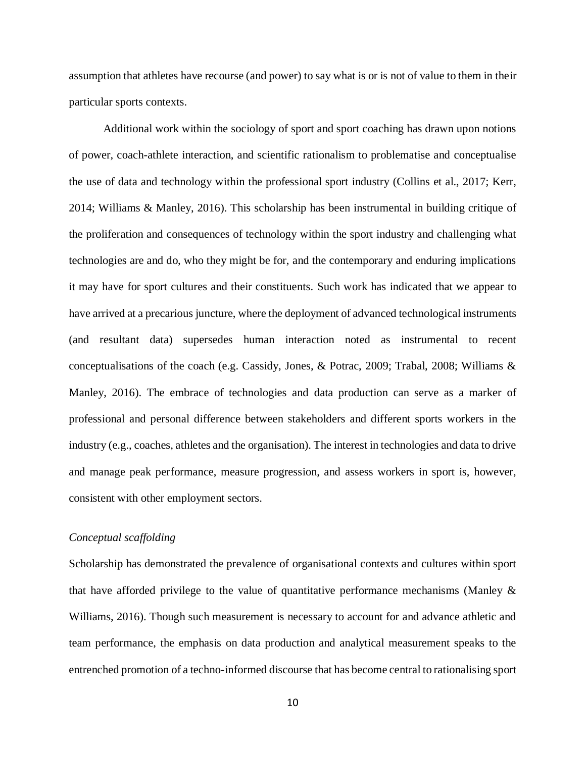assumption that athletes have recourse (and power) to say what is or is not of value to them in their particular sports contexts.

Additional work within the sociology of sport and sport coaching has drawn upon notions of power, coach-athlete interaction, and scientific rationalism to problematise and conceptualise the use of data and technology within the professional sport industry (Collins et al., 2017; Kerr, 2014; Williams & Manley, 2016). This scholarship has been instrumental in building critique of the proliferation and consequences of technology within the sport industry and challenging what technologies are and do, who they might be for, and the contemporary and enduring implications it may have for sport cultures and their constituents. Such work has indicated that we appear to have arrived at a precarious juncture, where the deployment of advanced technological instruments (and resultant data) supersedes human interaction noted as instrumental to recent conceptualisations of the coach (e.g. Cassidy, Jones, & Potrac, 2009; Trabal, 2008; Williams & Manley, 2016). The embrace of technologies and data production can serve as a marker of professional and personal difference between stakeholders and different sports workers in the industry (e.g., coaches, athletes and the organisation). The interest in technologies and data to drive and manage peak performance, measure progression, and assess workers in sport is, however, consistent with other employment sectors.

*Conceptual scaffolding*

Scholarship has demonstrated the prevalence of organisational contexts and cultures within sport that have afforded privilege to the value of quantitative performance mechanisms (Manley & Williams, 2016). Though such measurement is necessary to account for and advance athletic and team performance, the emphasis on data production and analytical measurement speaks to the entrenched promotion of a techno-informed discourse that has become central to rationalising sport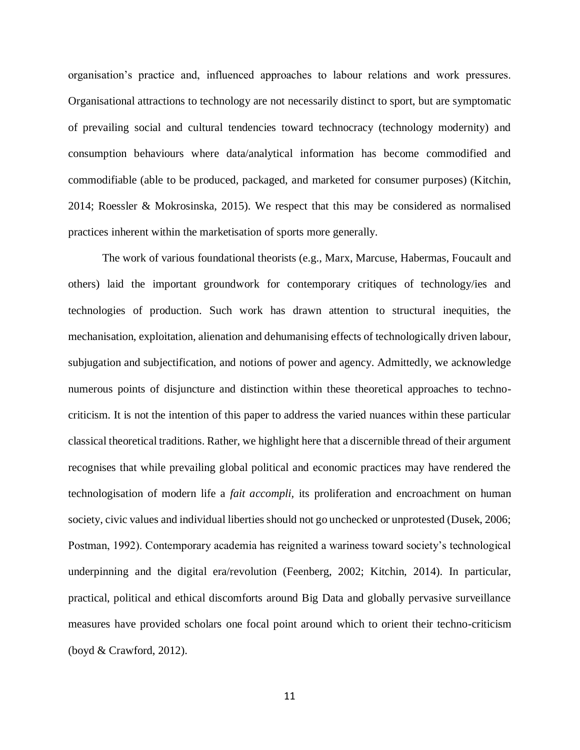organisation's practice and, influenced approaches to labour relations and work pressures. Organisational attractions to technology are not necessarily distinct to sport, but are symptomatic of prevailing social and cultural tendencies toward technocracy (technology modernity) and consumption behaviours where data/analytical information has become commodified and commodifiable (able to be produced, packaged, and marketed for consumer purposes) (Kitchin, 2014; Roessler & Mokrosinska, 2015). We respect that this may be considered as normalised practices inherent within the marketisation of sports more generally.

The work of various foundational theorists (e.g., Marx, Marcuse, Habermas, Foucault and others) laid the important groundwork for contemporary critiques of technology/ies and technologies of production. Such work has drawn attention to structural inequities, the mechanisation, exploitation, alienation and dehumanising effects of technologically driven labour, subjugation and subjectification, and notions of power and agency. Admittedly, we acknowledge numerous points of disjuncture and distinction within these theoretical approaches to techno-criticism. It is not the intention of this paper to address the varied nuances within these particular classical theoretical traditions. Rather, we highlight here that a discernible thread of their argument recognises that while prevailing global political and economic practices may have rendered the technologisation of modern life a *fait accompli,* its proliferation and encroachment on human society, civic values and individual liberties should not go unchecked or unprotested (Dusek, 2006; Postman, 1992). Contemporary academia has reignited a wariness toward society's technological underpinning and the digital era/revolution (Feenberg, 2002; Kitchin, 2014). In particular, practical, political and ethical discomforts around Big Data and globally pervasive surveillance measures have provided scholars one focal point around which to orient their techno-criticism (boyd & Crawford, 2012).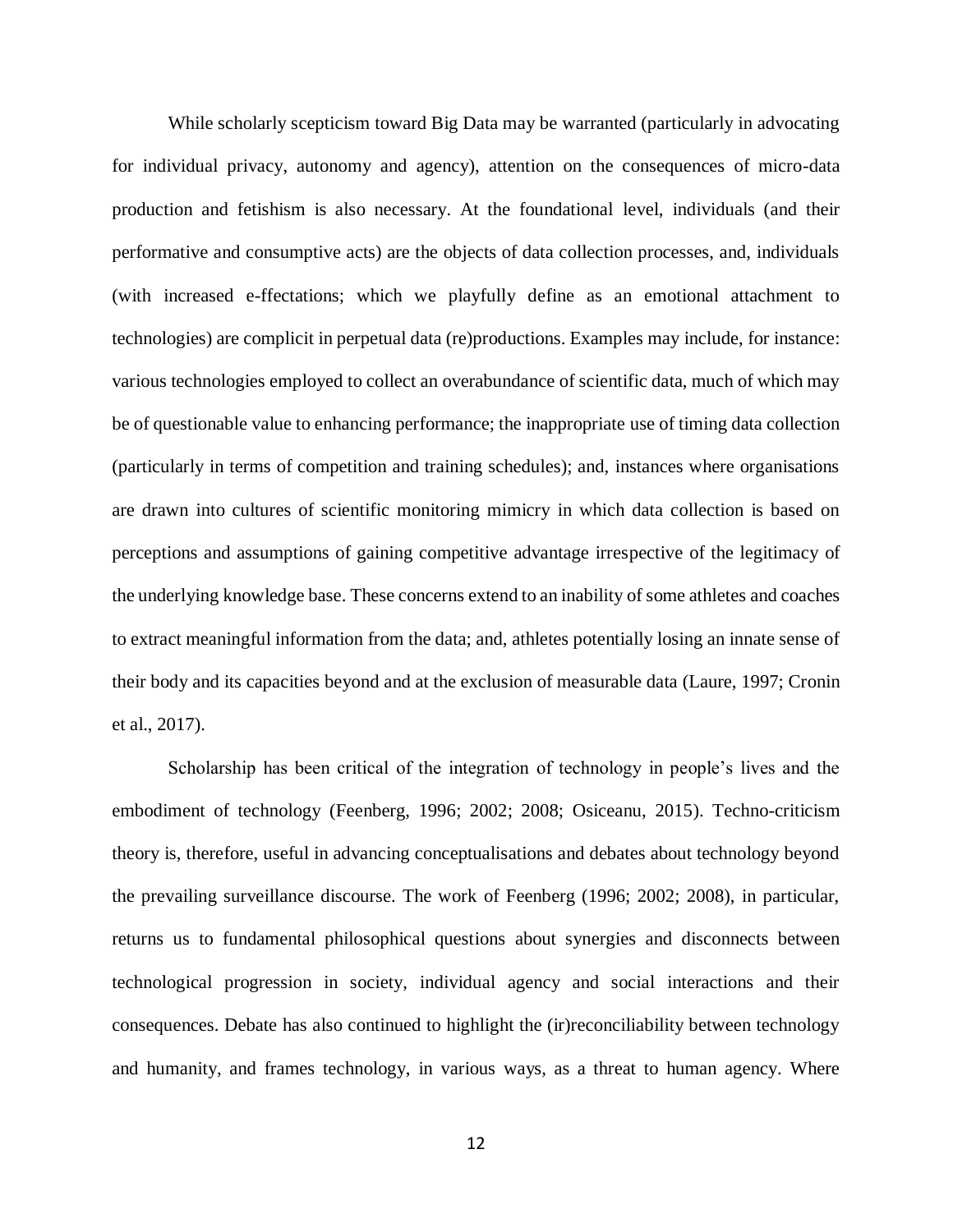While scholarly scepticism toward Big Data may be warranted (particularly in advocating for individual privacy, autonomy and agency), attention on the consequences of micro-data production and fetishism is also necessary. At the foundational level, individuals (and their performative and consumptive acts) are the objects of data collection processes, and, individuals (with increased e-ffectations; which we playfully define as an emotional attachment to technologies) are complicit in perpetual data (re)productions. Examples may include, for instance: various technologies employed to collect an overabundance of scientific data, much of which may be of questionable value to enhancing performance; the inappropriate use of timing data collection (particularly in terms of competition and training schedules); and, instances where organisations are drawn into cultures of scientific monitoring mimicry in which data collection is based on perceptions and assumptions of gaining competitive advantage irrespective of the legitimacy of the underlying knowledge base. These concerns extend to an inability of some athletes and coaches to extract meaningful information from the data; and, athletes potentially losing an innate sense of their body and its capacities beyond and at the exclusion of measurable data (Laure, 1997; Cronin et al., 2017).

Scholarship has been critical of the integration of technology in people's lives and the embodiment of technology (Feenberg, 1996; 2002; 2008; Osiceanu, 2015). Techno-criticism theory is, therefore, useful in advancing conceptualisations and debates about technology beyond the prevailing surveillance discourse. The work of Feenberg (1996; 2002; 2008), in particular, returns us to fundamental philosophical questions about synergies and disconnects between technological progression in society, individual agency and social interactions and their consequences. Debate has also continued to highlight the (ir)reconciliability between technology and humanity, and frames technology, in various ways, as a threat to human agency. Where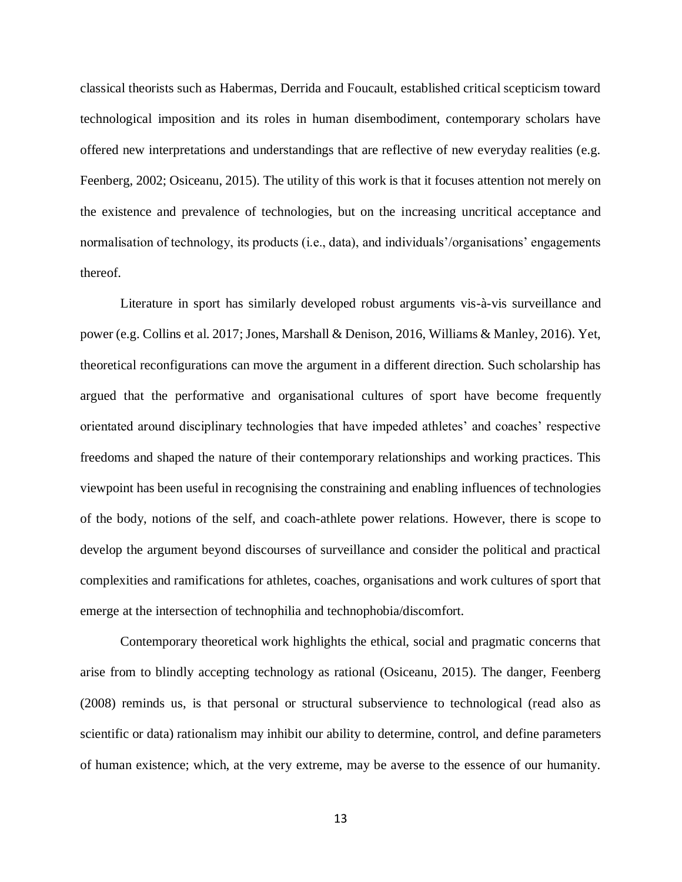classical theorists such as Habermas, Derrida and Foucault, established critical scepticism toward technological imposition and its roles in human disembodiment, contemporary scholars have offered new interpretations and understandings that are reflective of new everyday realities (e.g. Feenberg, 2002; Osiceanu, 2015). The utility of this work is that it focuses attention not merely on the existence and prevalence of technologies, but on the increasing uncritical acceptance and normalisation of technology, its products (i.e., data), and individuals'/organisations' engagements thereof.

Literature in sport has similarly developed robust arguments vis-à-vis surveillance and power (e.g. Collins et al. 2017; Jones, Marshall & Denison, 2016, Williams & Manley, 2016). Yet, theoretical reconfigurations can move the argument in a different direction. Such scholarship has argued that the performative and organisational cultures of sport have become frequently orientated around disciplinary technologies that have impeded athletes' and coaches' respective freedoms and shaped the nature of their contemporary relationships and working practices. This viewpoint has been useful in recognising the constraining and enabling influences of technologies of the body, notions of the self, and coach-athlete power relations. However, there is scope to develop the argument beyond discourses of surveillance and consider the political and practical complexities and ramifications for athletes, coaches, organisations and work cultures of sport that emerge at the intersection of technophilia and technophobia/discomfort.

Contemporary theoretical work highlights the ethical, social and pragmatic concerns that arise from to blindly accepting technology as rational (Osiceanu, 2015). The danger, Feenberg (2008) reminds us, is that personal or structural subservience to technological (read also as scientific or data) rationalism may inhibit our ability to determine, control, and define parameters of human existence; which, at the very extreme, may be averse to the essence of our humanity.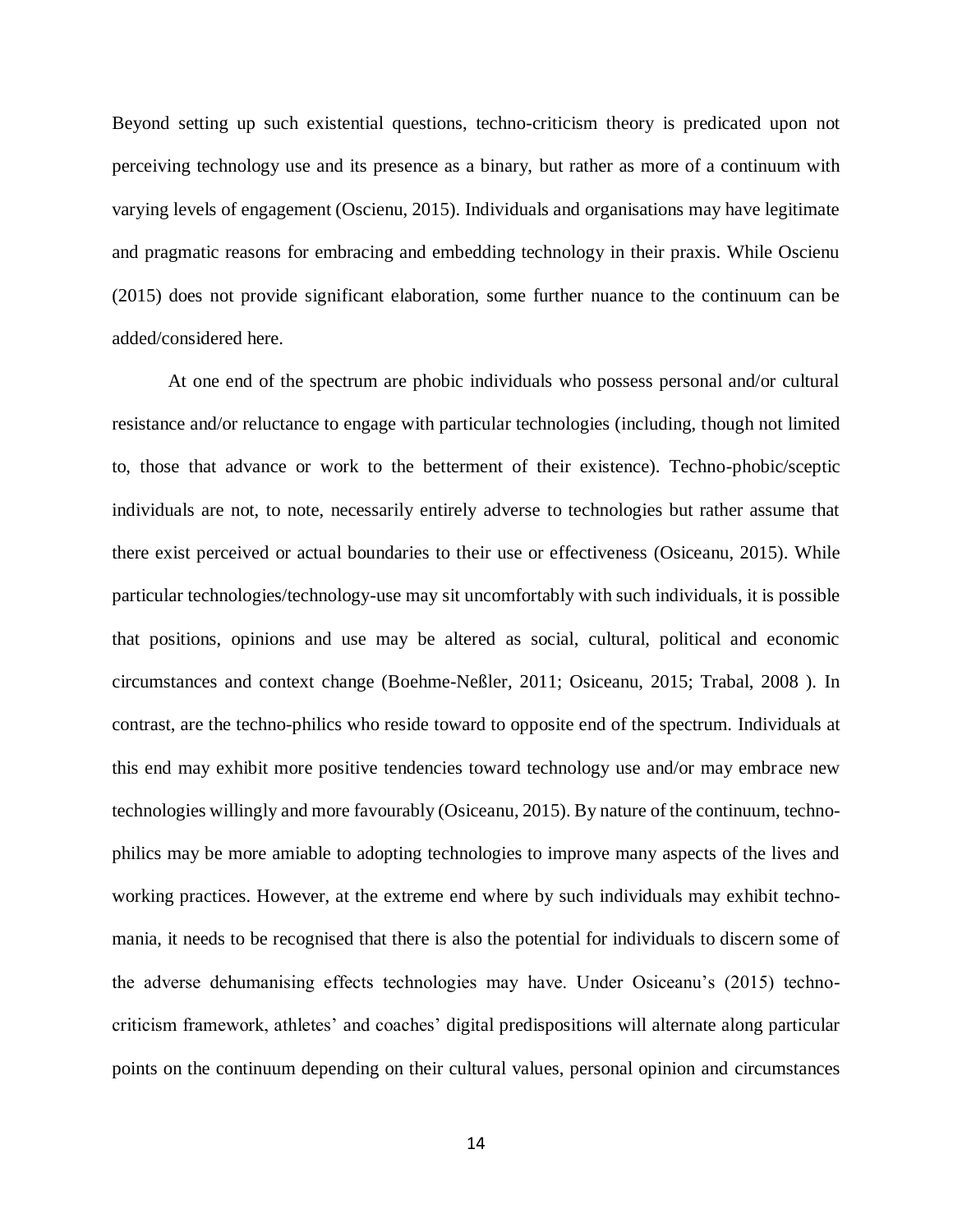Beyond setting up such existential questions, techno-criticism theory is predicated upon not perceiving technology use and its presence as a binary, but rather as more of a continuum with varying levels of engagement (Oscienu, 2015). Individuals and organisations may have legitimate and pragmatic reasons for embracing and embedding technology in their praxis. While Oscienu (2015) does not provide significant elaboration, some further nuance to the continuum can be added/considered here.

At one end of the spectrum are phobic individuals who possess personal and/or cultural resistance and/or reluctance to engage with particular technologies (including, though not limited to, those that advance or work to the betterment of their existence). Techno-phobic/sceptic individuals are not, to note, necessarily entirely adverse to technologies but rather assume that there exist perceived or actual boundaries to their use or effectiveness (Osiceanu, 2015). While particular technologies/technology-use may sit uncomfortably with such individuals, it is possible that positions, opinions and use may be altered as social, cultural, political and economic circumstances and context change (Boehme-Neßler, 2011; Osiceanu, 2015; Trabal, 2008 ). In contrast, are the techno-philics who reside toward to opposite end of the spectrum. Individuals at this end may exhibit more positive tendencies toward technology use and/or may embrace new technologies willingly and more favourably (Osiceanu, 2015). By nature of the continuum, techno-philics may be more amiable to adopting technologies to improve many aspects of the lives and working practices. However, at the extreme end where by such individuals may exhibit techno-mania, it needs to be recognised that there is also the potential for individuals to discern some of the adverse dehumanising effects technologies may have. Under Osiceanu's (2015) techno-criticism framework, athletes' and coaches' digital predispositions will alternate along particular points on the continuum depending on their cultural values, personal opinion and circumstances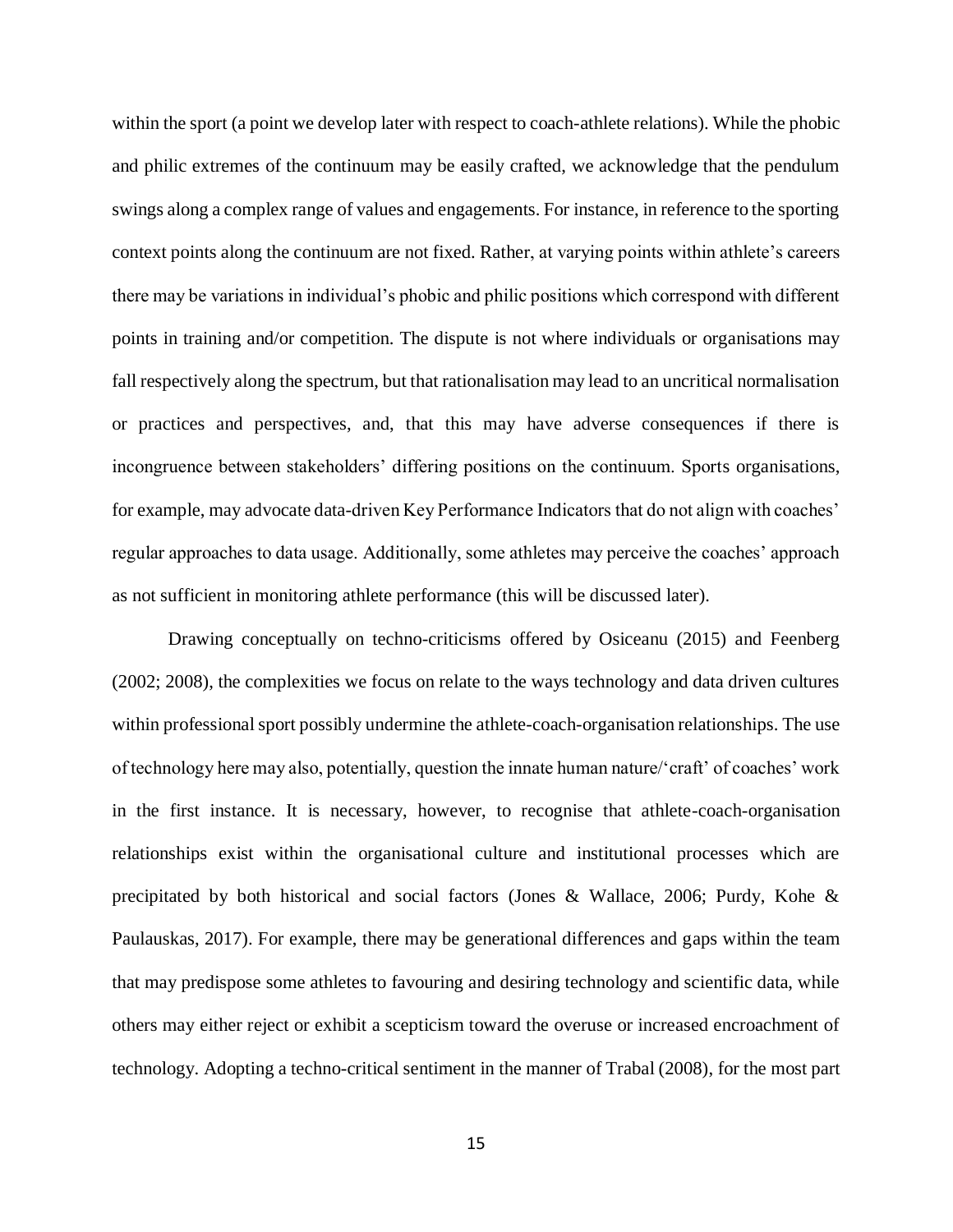within the sport (a point we develop later with respect to coach-athlete relations). While the phobic and philic extremes of the continuum may be easily crafted, we acknowledge that the pendulum swings along a complex range of values and engagements. For instance, in reference to the sporting context points along the continuum are not fixed. Rather, at varying points within athlete's careers there may be variations in individual's phobic and philic positions which correspond with different points in training and/or competition. The dispute is not where individuals or organisations may fall respectively along the spectrum, but that rationalisation may lead to an uncritical normalisation or practices and perspectives, and, that this may have adverse consequences if there is incongruence between stakeholders' differing positions on the continuum. Sports organisations, for example, may advocate data-driven Key Performance Indicators that do not align with coaches' regular approaches to data usage. Additionally, some athletes may perceive the coaches' approach as not sufficient in monitoring athlete performance (this will be discussed later).

Drawing conceptually on techno-criticisms offered by Osiceanu (2015) and Feenberg (2002; 2008), the complexities we focus on relate to the ways technology and data driven cultures within professional sport possibly undermine the athlete-coach-organisation relationships. The use of technology here may also, potentially, question the innate human nature/'craft' of coaches' work in the first instance. It is necessary, however, to recognise that athlete-coach-organisation relationships exist within the organisational culture and institutional processes which are precipitated by both historical and social factors (Jones & Wallace, 2006; Purdy, Kohe & Paulauskas, 2017). For example, there may be generational differences and gaps within the team that may predispose some athletes to favouring and desiring technology and scientific data, while others may either reject or exhibit a scepticism toward the overuse or increased encroachment of technology. Adopting a techno-critical sentiment in the manner of Trabal (2008), for the most part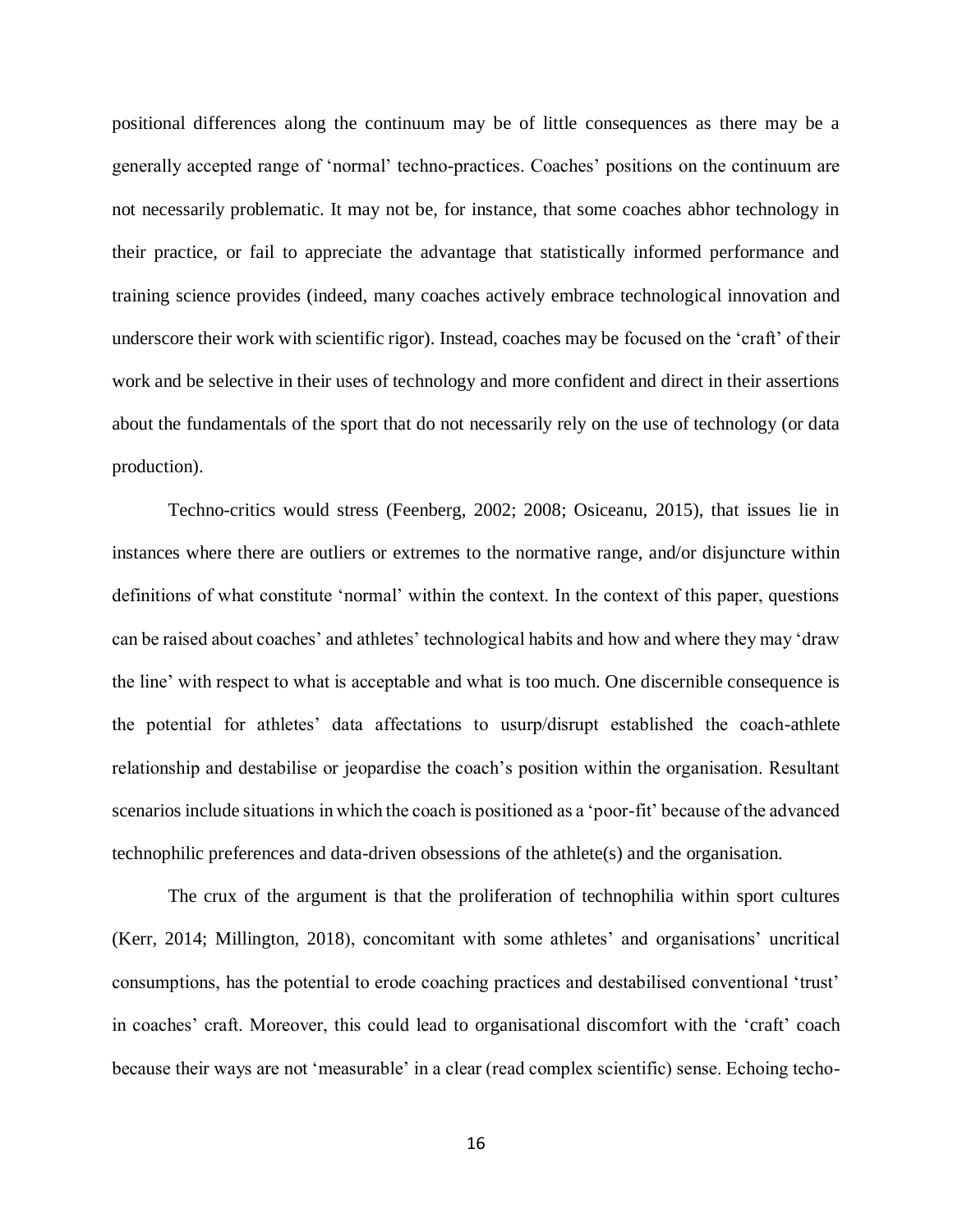positional differences along the continuum may be of little consequences as there may be a generally accepted range of 'normal' techno-practices. Coaches' positions on the continuum are not necessarily problematic. It may not be, for instance, that some coaches abhor technology in their practice, or fail to appreciate the advantage that statistically informed performance and training science provides (indeed, many coaches actively embrace technological innovation and underscore their work with scientific rigor). Instead, coaches may be focused on the 'craft' of their work and be selective in their uses of technology and more confident and direct in their assertions about the fundamentals of the sport that do not necessarily rely on the use of technology (or data production).

Techno-critics would stress (Feenberg, 2002; 2008; Osiceanu, 2015), that issues lie in instances where there are outliers or extremes to the normative range, and/or disjuncture within definitions of what constitute 'normal' within the context. In the context of this paper, questions can be raised about coaches' and athletes' technological habits and how and where they may 'draw the line' with respect to what is acceptable and what is too much. One discernible consequence is the potential for athletes' data affectations to usurp/disrupt established the coach-athlete relationship and destabilise or jeopardise the coach's position within the organisation. Resultant scenarios include situations in which the coach is positioned as a 'poor-fit' because of the advanced technophilic preferences and data-driven obsessions of the athlete(s) and the organisation.

The crux of the argument is that the proliferation of technophilia within sport cultures (Kerr, 2014; Millington, 2018), concomitant with some athletes' and organisations' uncritical consumptions, has the potential to erode coaching practices and destabilised conventional 'trust' in coaches' craft. Moreover, this could lead to organisational discomfort with the 'craft' coach because their ways are not 'measurable' in a clear (read complex scientific) sense. Echoing techo-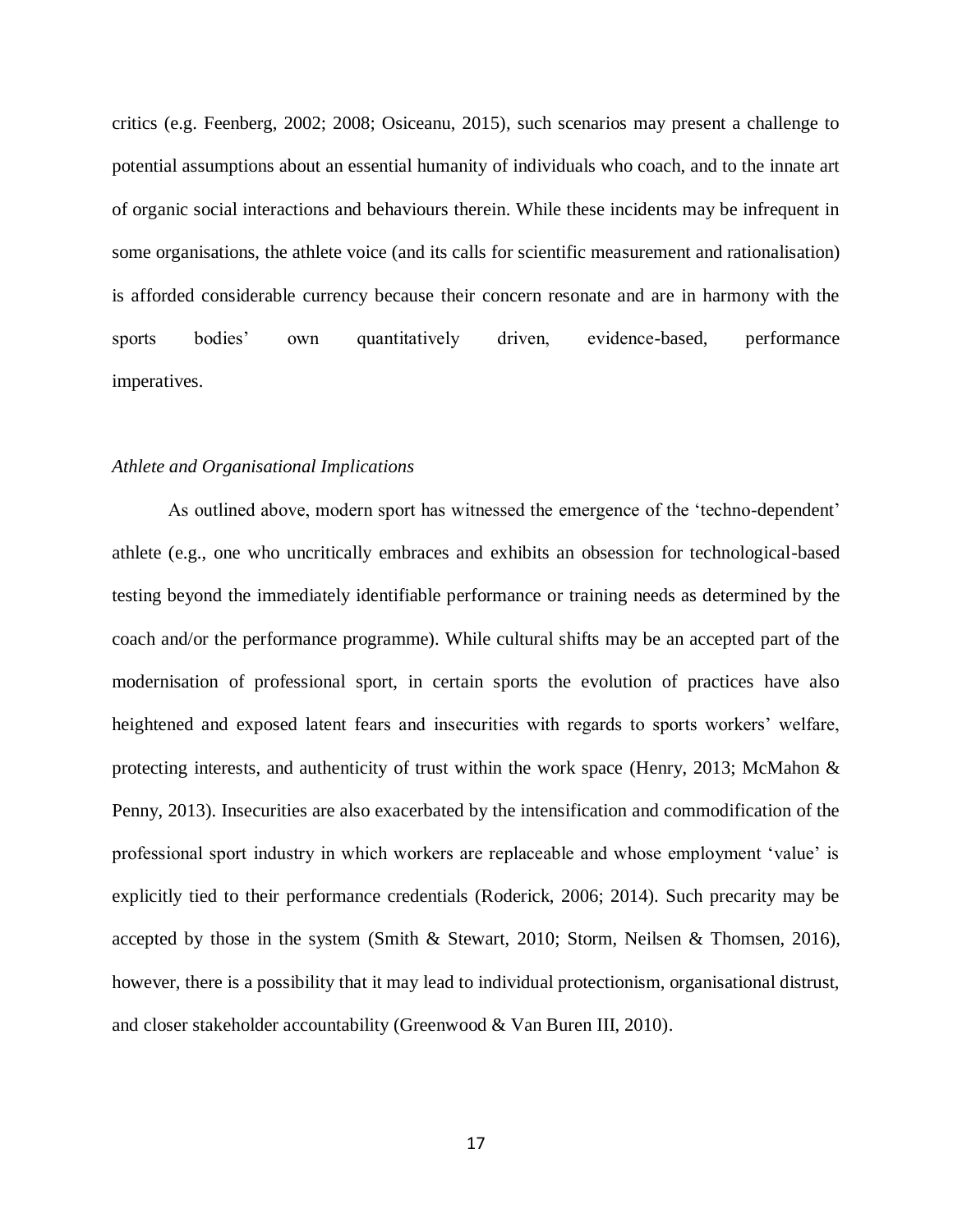critics (e.g. Feenberg, 2002; 2008; Osiceanu, 2015), such scenarios may present a challenge to potential assumptions about an essential humanity of individuals who coach, and to the innate art of organic social interactions and behaviours therein. While these incidents may be infrequent in some organisations, the athlete voice (and its calls for scientific measurement and rationalisation) is afforded considerable currency because their concern resonate and are in harmony with the sports bodies' own quantitatively driven, evidence-based, performance imperatives.

*Athlete and Organisational Implications*

As outlined above, modern sport has witnessed the emergence of the 'techno-dependent' athlete (e.g., one who uncritically embraces and exhibits an obsession for technological-based testing beyond the immediately identifiable performance or training needs as determined by the coach and/or the performance programme). While cultural shifts may be an accepted part of the modernisation of professional sport, in certain sports the evolution of practices have also heightened and exposed latent fears and insecurities with regards to sports workers' welfare, protecting interests, and authenticity of trust within the work space (Henry, 2013; McMahon & Penny, 2013). Insecurities are also exacerbated by the intensification and commodification of the professional sport industry in which workers are replaceable and whose employment 'value' is explicitly tied to their performance credentials (Roderick, 2006; 2014). Such precarity may be accepted by those in the system (Smith & Stewart, 2010; Storm, Neilsen & Thomsen, 2016), however, there is a possibility that it may lead to individual protectionism, organisational distrust, and closer stakeholder accountability (Greenwood & Van Buren III, 2010).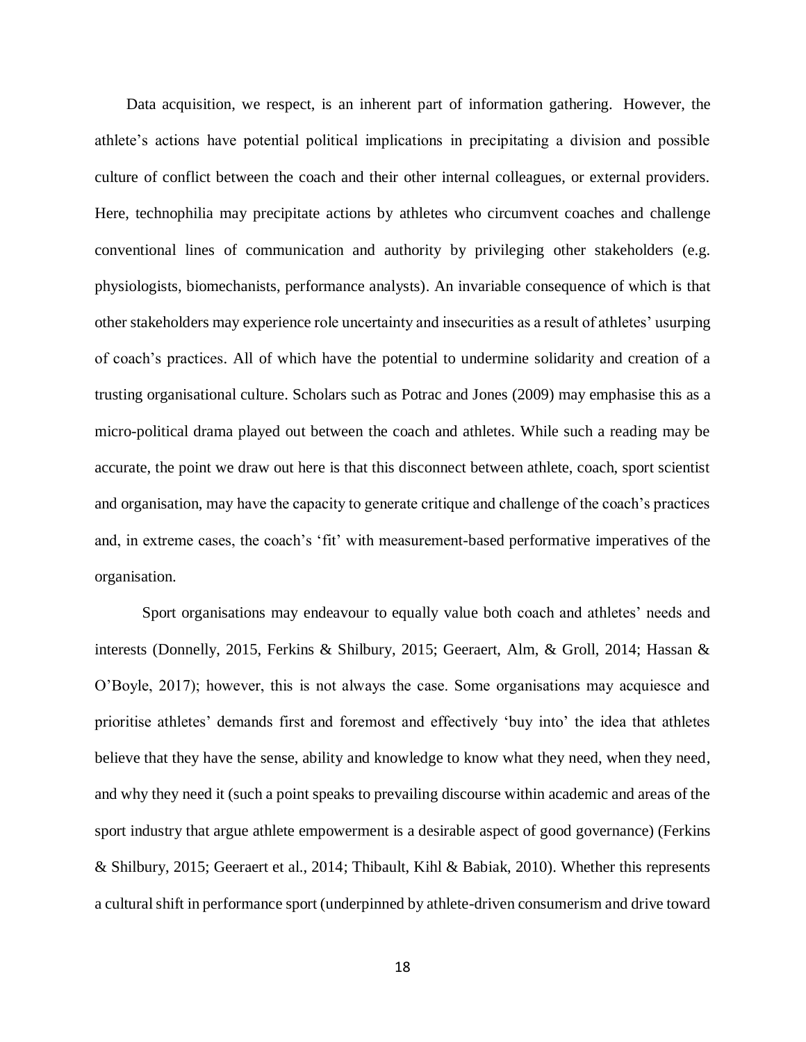Data acquisition, we respect, is an inherent part of information gathering. However, the athlete's actions have potential political implications in precipitating a division and possible culture of conflict between the coach and their other internal colleagues, or external providers. Here, technophilia may precipitate actions by athletes who circumvent coaches and challenge conventional lines of communication and authority by privileging other stakeholders (e.g. physiologists, biomechanists, performance analysts). An invariable consequence of which is that other stakeholders may experience role uncertainty and insecurities as a result of athletes' usurping of coach's practices. All of which have the potential to undermine solidarity and creation of a trusting organisational culture. Scholars such as Potrac and Jones (2009) may emphasise this as a micro-political drama played out between the coach and athletes. While such a reading may be accurate, the point we draw out here is that this disconnect between athlete, coach, sport scientist and organisation, may have the capacity to generate critique and challenge of the coach's practices and, in extreme cases, the coach's 'fit' with measurement-based performative imperatives of the organisation.

Sport organisations may endeavour to equally value both coach and athletes' needs and interests (Donnelly, 2015, Ferkins & Shilbury, 2015; Geeraert, Alm, & Groll, 2014; Hassan & O'Boyle, 2017); however, this is not always the case. Some organisations may acquiesce and prioritise athletes' demands first and foremost and effectively 'buy into' the idea that athletes believe that they have the sense, ability and knowledge to know what they need, when they need, and why they need it (such a point speaks to prevailing discourse within academic and areas of the sport industry that argue athlete empowerment is a desirable aspect of good governance) (Ferkins & Shilbury, 2015; Geeraert et al., 2014; Thibault, Kihl & Babiak, 2010). Whether this represents a cultural shift in performance sport (underpinned by athlete-driven consumerism and drive toward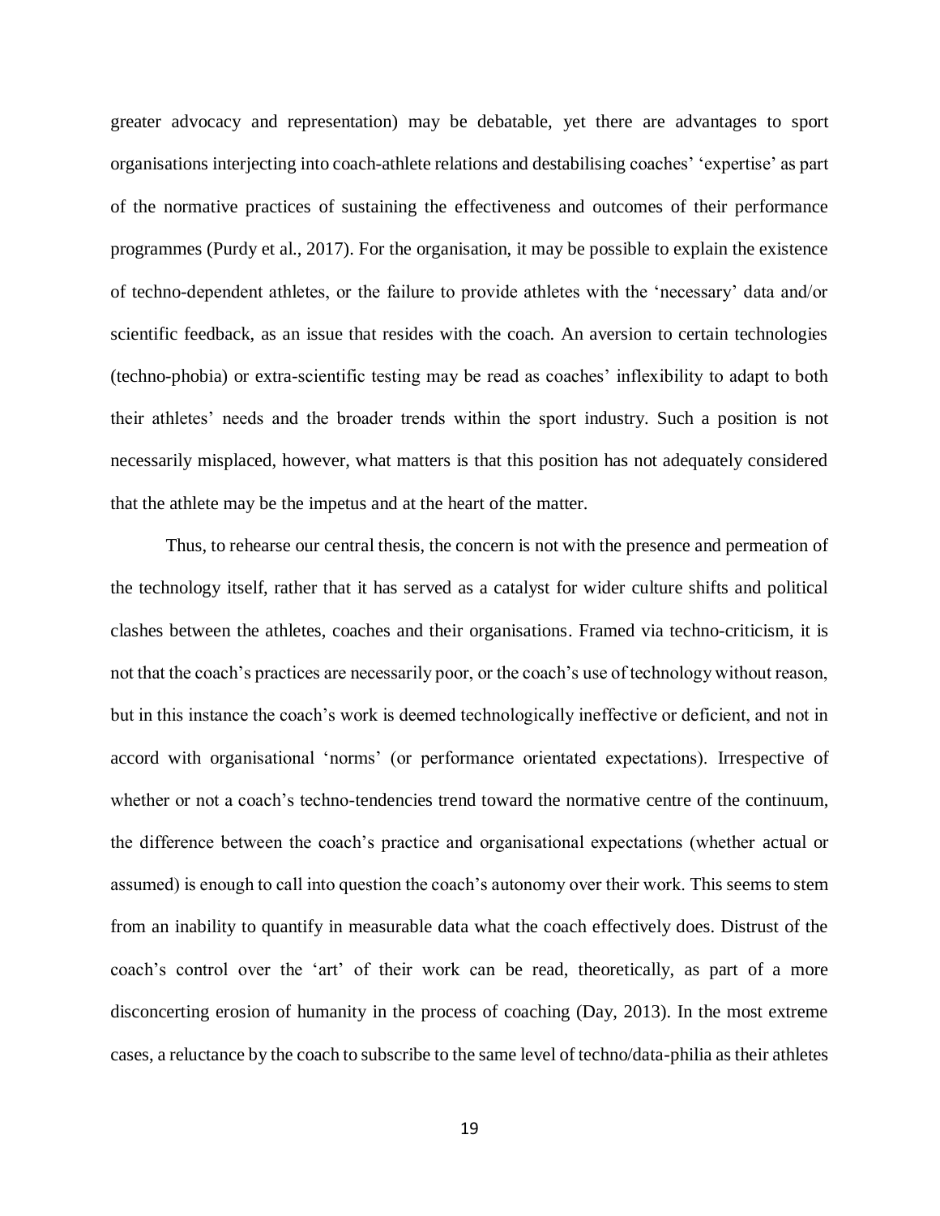greater advocacy and representation) may be debatable, yet there are advantages to sport organisations interjecting into coach-athlete relations and destabilising coaches' 'expertise' as part of the normative practices of sustaining the effectiveness and outcomes of their performance programmes (Purdy et al., 2017). For the organisation, it may be possible to explain the existence of techno-dependent athletes, or the failure to provide athletes with the 'necessary' data and/or scientific feedback, as an issue that resides with the coach. An aversion to certain technologies (techno-phobia) or extra-scientific testing may be read as coaches' inflexibility to adapt to both their athletes' needs and the broader trends within the sport industry. Such a position is not necessarily misplaced, however, what matters is that this position has not adequately considered that the athlete may be the impetus and at the heart of the matter.

Thus, to rehearse our central thesis, the concern is not with the presence and permeation of the technology itself, rather that it has served as a catalyst for wider culture shifts and political clashes between the athletes, coaches and their organisations. Framed via techno-criticism, it is not that the coach's practices are necessarily poor, or the coach's use of technology without reason, but in this instance the coach's work is deemed technologically ineffective or deficient, and not in accord with organisational 'norms' (or performance orientated expectations). Irrespective of whether or not a coach's techno-tendencies trend toward the normative centre of the continuum, the difference between the coach's practice and organisational expectations (whether actual or assumed) is enough to call into question the coach's autonomy over their work. This seems to stem from an inability to quantify in measurable data what the coach effectively does. Distrust of the coach's control over the 'art' of their work can be read, theoretically, as part of a more disconcerting erosion of humanity in the process of coaching (Day, 2013). In the most extreme cases, a reluctance by the coach to subscribe to the same level of techno/data-philia as their athletes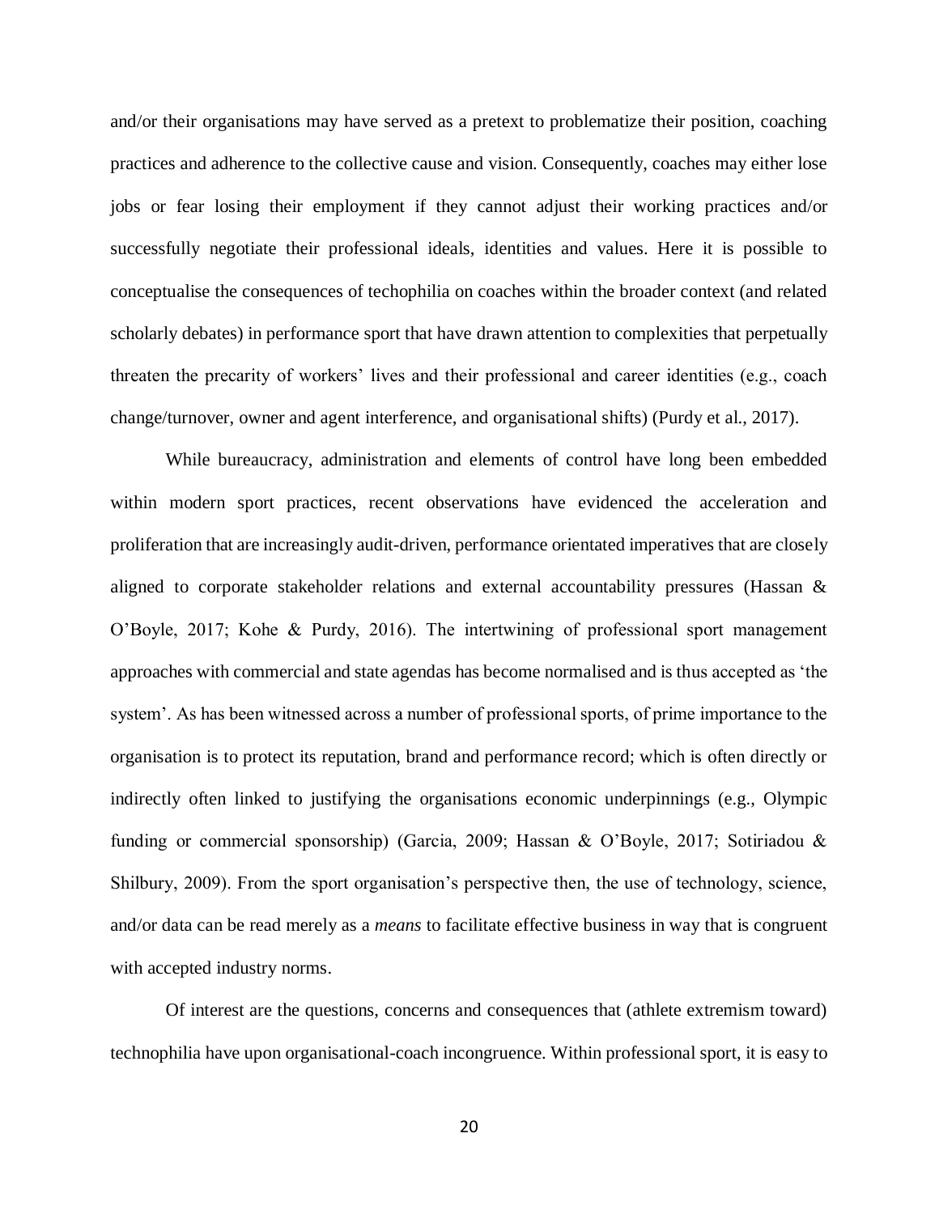and/or their organisations may have served as a pretext to problematize their position, coaching practices and adherence to the collective cause and vision. Consequently, coaches may either lose jobs or fear losing their employment if they cannot adjust their working practices and/or successfully negotiate their professional ideals, identities and values. Here it is possible to conceptualise the consequences of techophilia on coaches within the broader context (and related scholarly debates) in performance sport that have drawn attention to complexities that perpetually threaten the precarity of workers' lives and their professional and career identities (e.g., coach change/turnover, owner and agent interference, and organisational shifts) (Purdy et al., 2017).

While bureaucracy, administration and elements of control have long been embedded within modern sport practices, recent observations have evidenced the acceleration and proliferation that are increasingly audit-driven, performance orientated imperatives that are closely aligned to corporate stakeholder relations and external accountability pressures (Hassan & O'Boyle, 2017; Kohe & Purdy, 2016). The intertwining of professional sport management approaches with commercial and state agendas has become normalised and is thus accepted as 'the system'. As has been witnessed across a number of professional sports, of prime importance to the organisation is to protect its reputation, brand and performance record; which is often directly or indirectly often linked to justifying the organisations economic underpinnings (e.g., Olympic funding or commercial sponsorship) (Garcia, 2009; Hassan & O'Boyle, 2017; Sotiriadou & Shilbury, 2009). From the sport organisation's perspective then, the use of technology, science, and/or data can be read merely as a *means* to facilitate effective business in way that is congruent with accepted industry norms.

Of interest are the questions, concerns and consequences that (athlete extremism toward) technophilia have upon organisational-coach incongruence. Within professional sport, it is easy to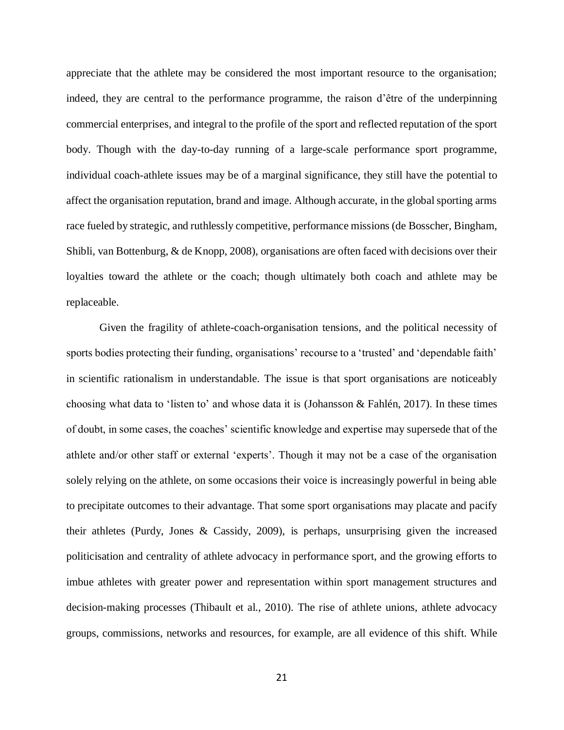appreciate that the athlete may be considered the most important resource to the organisation; indeed, they are central to the performance programme, the raison d'être of the underpinning commercial enterprises, and integral to the profile of the sport and reflected reputation of the sport body. Though with the day-to-day running of a large-scale performance sport programme, individual coach-athlete issues may be of a marginal significance, they still have the potential to affect the organisation reputation, brand and image. Although accurate, in the global sporting arms race fueled by strategic, and ruthlessly competitive, performance missions (de Bosscher, Bingham, Shibli, van Bottenburg, & de Knopp, 2008), organisations are often faced with decisions over their loyalties toward the athlete or the coach; though ultimately both coach and athlete may be replaceable.

Given the fragility of athlete-coach-organisation tensions, and the political necessity of sports bodies protecting their funding, organisations' recourse to a 'trusted' and 'dependable faith' in scientific rationalism in understandable. The issue is that sport organisations are noticeably choosing what data to 'listen to' and whose data it is (Johansson & Fahlén, 2017). In these times of doubt, in some cases, the coaches' scientific knowledge and expertise may supersede that of the athlete and/or other staff or external 'experts'. Though it may not be a case of the organisation solely relying on the athlete, on some occasions their voice is increasingly powerful in being able to precipitate outcomes to their advantage. That some sport organisations may placate and pacify their athletes (Purdy, Jones & Cassidy, 2009), is perhaps, unsurprising given the increased politicisation and centrality of athlete advocacy in performance sport, and the growing efforts to imbue athletes with greater power and representation within sport management structures and decision-making processes (Thibault et al., 2010). The rise of athlete unions, athlete advocacy groups, commissions, networks and resources, for example, are all evidence of this shift. While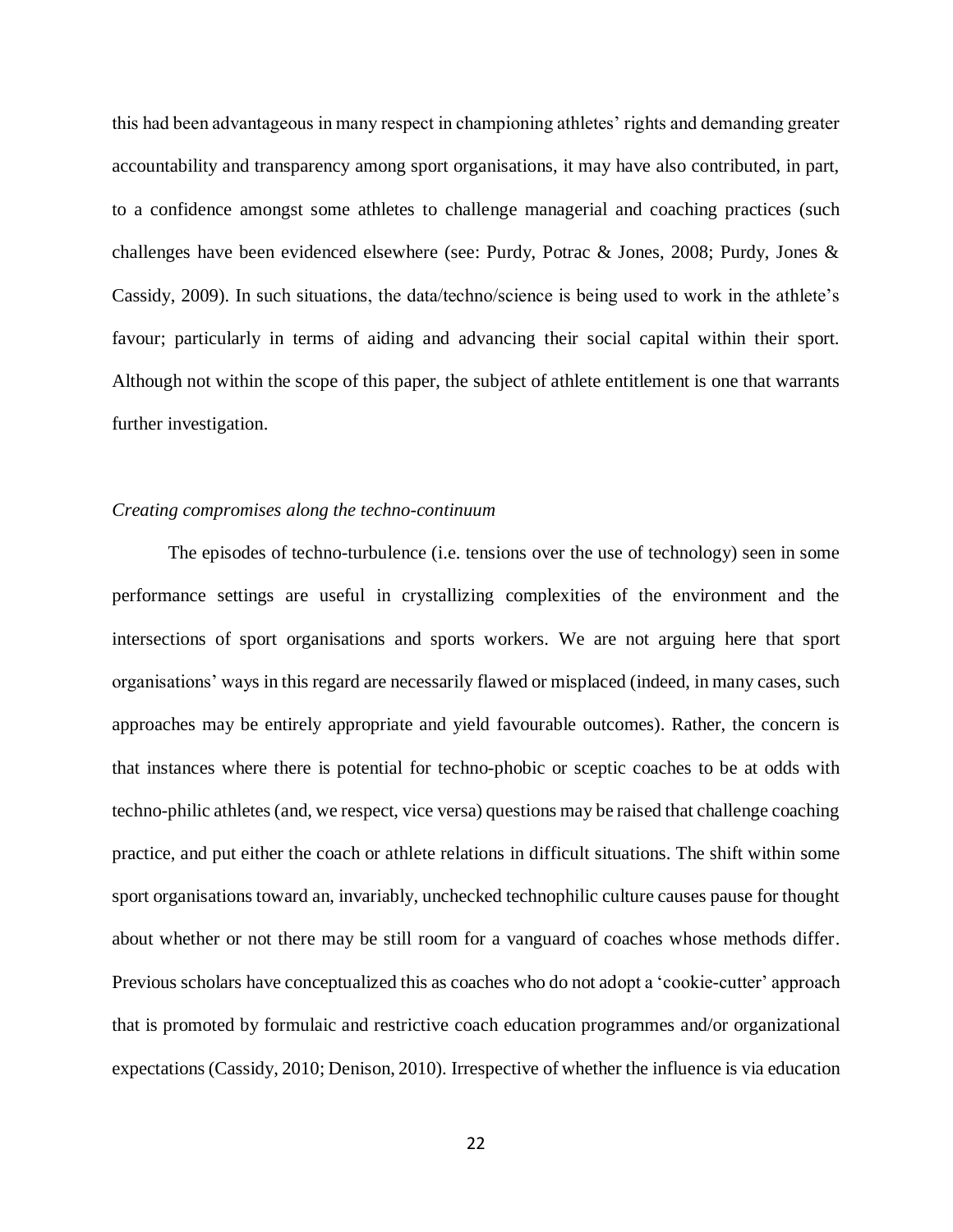this had been advantageous in many respect in championing athletes' rights and demanding greater accountability and transparency among sport organisations, it may have also contributed, in part, to a confidence amongst some athletes to challenge managerial and coaching practices (such challenges have been evidenced elsewhere (see: Purdy, Potrac & Jones, 2008; Purdy, Jones & Cassidy, 2009). In such situations, the data/techno/science is being used to work in the athlete's favour; particularly in terms of aiding and advancing their social capital within their sport. Although not within the scope of this paper, the subject of athlete entitlement is one that warrants further investigation.

*Creating compromises along the techno-continuum*

The episodes of techno-turbulence (i.e. tensions over the use of technology) seen in some performance settings are useful in crystallizing complexities of the environment and the intersections of sport organisations and sports workers. We are not arguing here that sport organisations' ways in this regard are necessarily flawed or misplaced (indeed, in many cases, such approaches may be entirely appropriate and yield favourable outcomes). Rather, the concern is that instances where there is potential for techno-phobic or sceptic coaches to be at odds with techno-philic athletes (and, we respect, vice versa) questions may be raised that challenge coaching practice, and put either the coach or athlete relations in difficult situations. The shift within some sport organisations toward an, invariably, unchecked technophilic culture causes pause for thought about whether or not there may be still room for a vanguard of coaches whose methods differ. Previous scholars have conceptualized this as coaches who do not adopt a 'cookie-cutter' approach that is promoted by formulaic and restrictive coach education programmes and/or organizational expectations (Cassidy, 2010; Denison, 2010). Irrespective of whether the influence is via education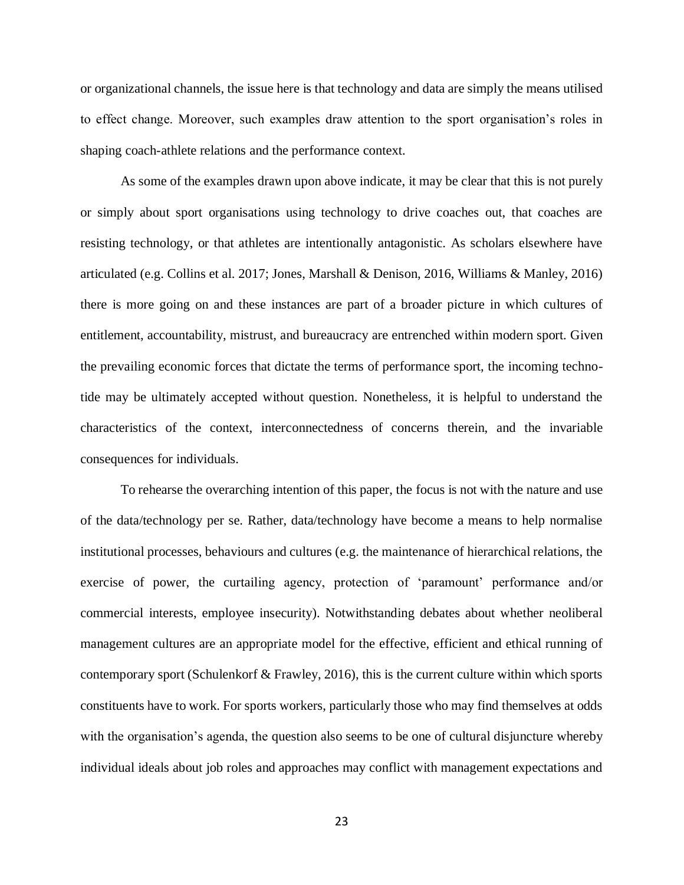or organizational channels, the issue here is that technology and data are simply the means utilised to effect change. Moreover, such examples draw attention to the sport organisation's roles in shaping coach-athlete relations and the performance context.

As some of the examples drawn upon above indicate, it may be clear that this is not purely or simply about sport organisations using technology to drive coaches out, that coaches are resisting technology, or that athletes are intentionally antagonistic. As scholars elsewhere have articulated (e.g. Collins et al. 2017; Jones, Marshall & Denison, 2016, Williams & Manley, 2016) there is more going on and these instances are part of a broader picture in which cultures of entitlement, accountability, mistrust, and bureaucracy are entrenched within modern sport. Given the prevailing economic forces that dictate the terms of performance sport, the incoming techno-tide may be ultimately accepted without question. Nonetheless, it is helpful to understand the characteristics of the context, interconnectedness of concerns therein, and the invariable consequences for individuals.

To rehearse the overarching intention of this paper, the focus is not with the nature and use of the data/technology per se. Rather, data/technology have become a means to help normalise institutional processes, behaviours and cultures (e.g. the maintenance of hierarchical relations, the exercise of power, the curtailing agency, protection of 'paramount' performance and/or commercial interests, employee insecurity). Notwithstanding debates about whether neoliberal management cultures are an appropriate model for the effective, efficient and ethical running of contemporary sport (Schulenkorf & Frawley, 2016), this is the current culture within which sports constituents have to work. For sports workers, particularly those who may find themselves at odds with the organisation's agenda, the question also seems to be one of cultural disjuncture whereby individual ideals about job roles and approaches may conflict with management expectations and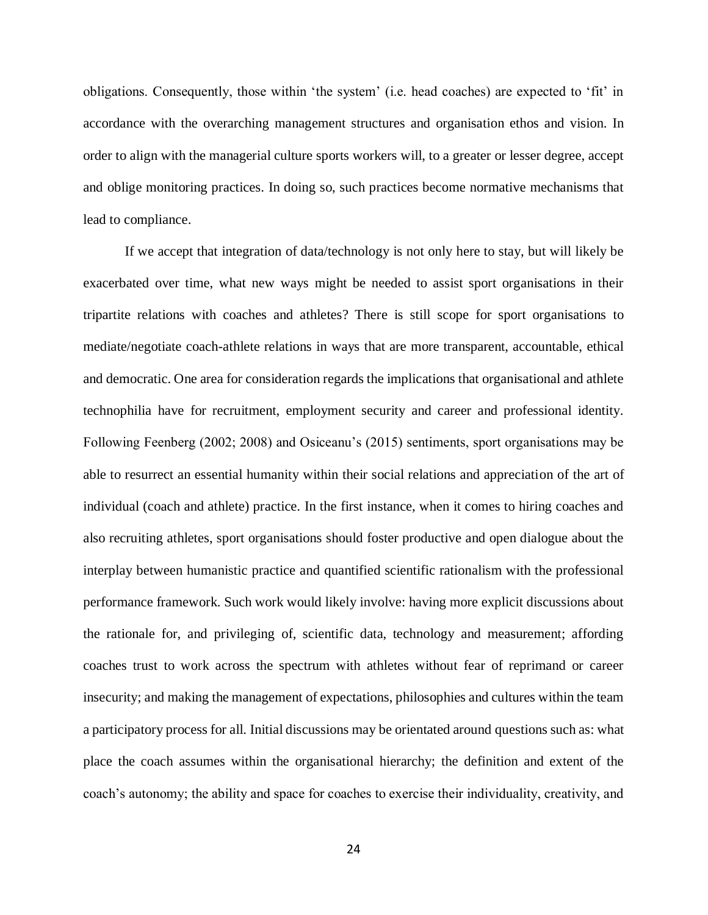obligations. Consequently, those within 'the system' (i.e. head coaches) are expected to 'fit' in accordance with the overarching management structures and organisation ethos and vision. In order to align with the managerial culture sports workers will, to a greater or lesser degree, accept and oblige monitoring practices. In doing so, such practices become normative mechanisms that lead to compliance.

If we accept that integration of data/technology is not only here to stay, but will likely be exacerbated over time, what new ways might be needed to assist sport organisations in their tripartite relations with coaches and athletes? There is still scope for sport organisations to mediate/negotiate coach-athlete relations in ways that are more transparent, accountable, ethical and democratic. One area for consideration regards the implications that organisational and athlete technophilia have for recruitment, employment security and career and professional identity. Following Feenberg (2002; 2008) and Osiceanu's (2015) sentiments, sport organisations may be able to resurrect an essential humanity within their social relations and appreciation of the art of individual (coach and athlete) practice. In the first instance, when it comes to hiring coaches and also recruiting athletes, sport organisations should foster productive and open dialogue about the interplay between humanistic practice and quantified scientific rationalism with the professional performance framework. Such work would likely involve: having more explicit discussions about the rationale for, and privileging of, scientific data, technology and measurement; affording coaches trust to work across the spectrum with athletes without fear of reprimand or career insecurity; and making the management of expectations, philosophies and cultures within the team a participatory process for all. Initial discussions may be orientated around questions such as: what place the coach assumes within the organisational hierarchy; the definition and extent of the coach's autonomy; the ability and space for coaches to exercise their individuality, creativity, and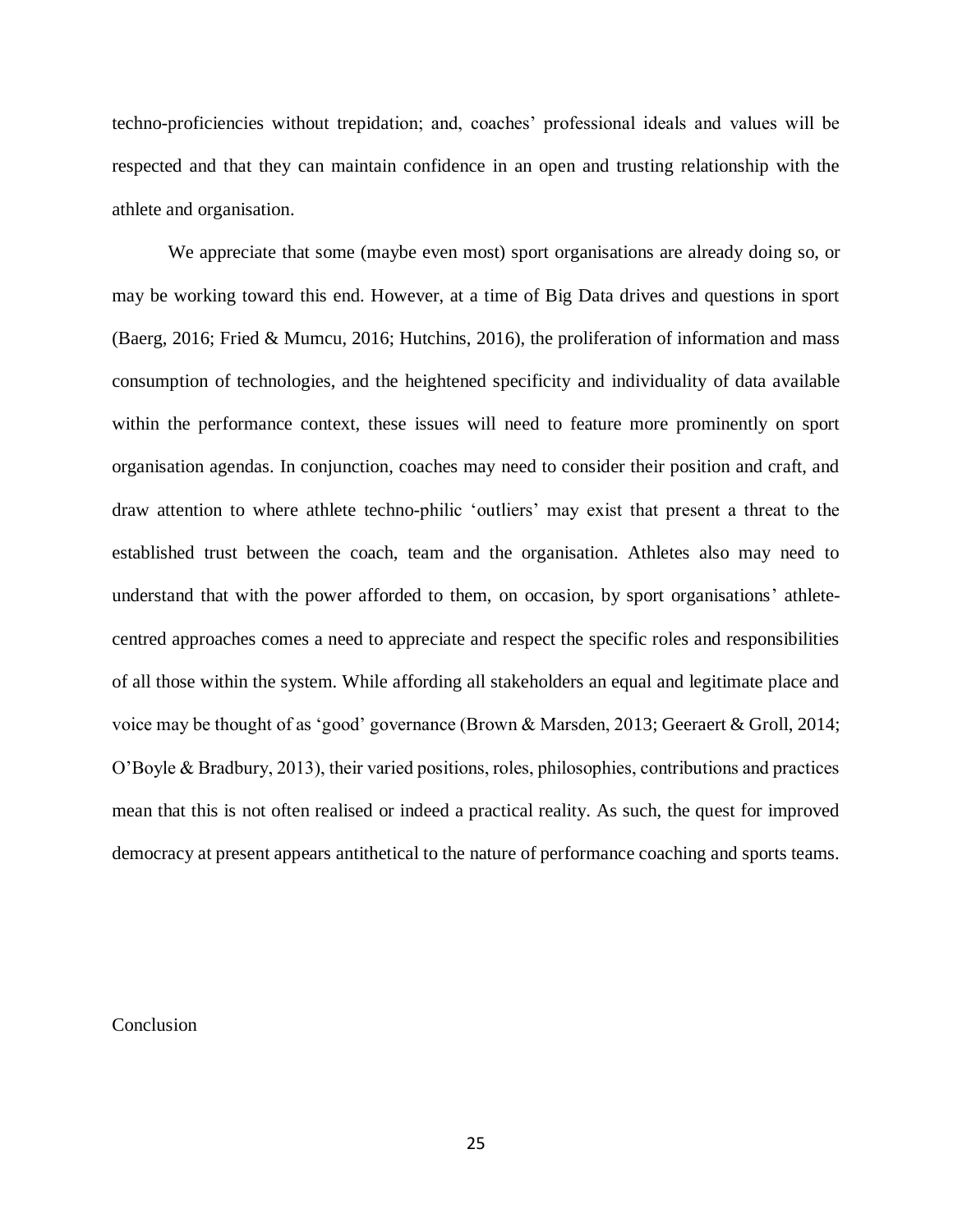techno-proficiencies without trepidation; and, coaches' professional ideals and values will be respected and that they can maintain confidence in an open and trusting relationship with the athlete and organisation.

We appreciate that some (maybe even most) sport organisations are already doing so, or may be working toward this end. However, at a time of Big Data drives and questions in sport (Baerg, 2016; Fried & Mumcu, 2016; Hutchins, 2016), the proliferation of information and mass consumption of technologies, and the heightened specificity and individuality of data available within the performance context, these issues will need to feature more prominently on sport organisation agendas. In conjunction, coaches may need to consider their position and craft, and draw attention to where athlete techno-philic 'outliers' may exist that present a threat to the established trust between the coach, team and the organisation. Athletes also may need to understand that with the power afforded to them, on occasion, by sport organisations' athlete-centred approaches comes a need to appreciate and respect the specific roles and responsibilities of all those within the system. While affording all stakeholders an equal and legitimate place and voice may be thought of as 'good' governance (Brown & Marsden, 2013; Geeraert & Groll, 2014; O'Boyle & Bradbury, 2013), their varied positions, roles, philosophies, contributions and practices mean that this is not often realised or indeed a practical reality. As such, the quest for improved democracy at present appears antithetical to the nature of performance coaching and sports teams.

## Conclusion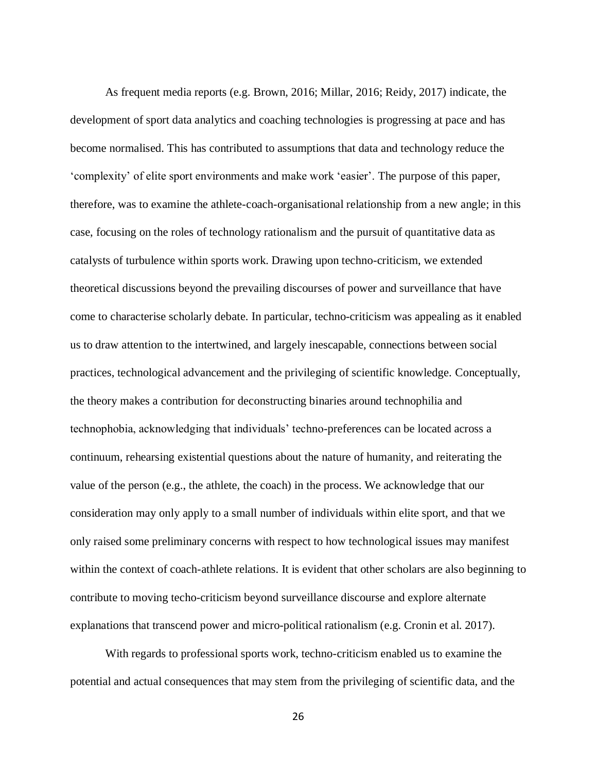As frequent media reports (e.g. Brown, 2016; Millar, 2016; Reidy, 2017) indicate, the development of sport data analytics and coaching technologies is progressing at pace and has become normalised. This has contributed to assumptions that data and technology reduce the 'complexity' of elite sport environments and make work 'easier'. The purpose of this paper, therefore, was to examine the athlete-coach-organisational relationship from a new angle; in this case, focusing on the roles of technology rationalism and the pursuit of quantitative data as catalysts of turbulence within sports work. Drawing upon techno-criticism, we extended theoretical discussions beyond the prevailing discourses of power and surveillance that have come to characterise scholarly debate. In particular, techno-criticism was appealing as it enabled us to draw attention to the intertwined, and largely inescapable, connections between social practices, technological advancement and the privileging of scientific knowledge. Conceptually, the theory makes a contribution for deconstructing binaries around technophilia and technophobia, acknowledging that individuals' techno-preferences can be located across a continuum, rehearsing existential questions about the nature of humanity, and reiterating the value of the person (e.g., the athlete, the coach) in the process. We acknowledge that our consideration may only apply to a small number of individuals within elite sport, and that we only raised some preliminary concerns with respect to how technological issues may manifest within the context of coach-athlete relations. It is evident that other scholars are also beginning to contribute to moving techo-criticism beyond surveillance discourse and explore alternate explanations that transcend power and micro-political rationalism (e.g. Cronin et al. 2017).

With regards to professional sports work, techno-criticism enabled us to examine the potential and actual consequences that may stem from the privileging of scientific data, and the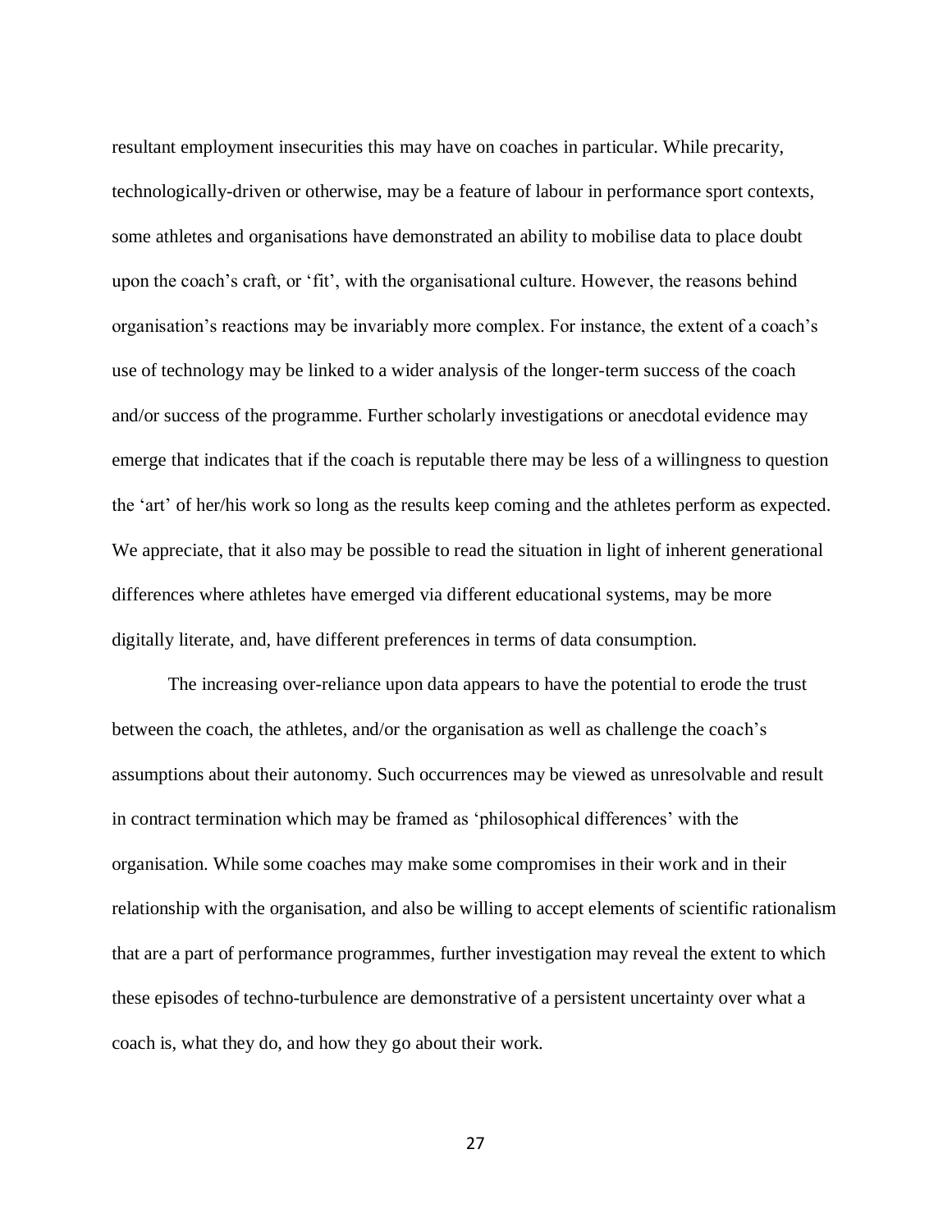resultant employment insecurities this may have on coaches in particular. While precarity, technologically-driven or otherwise, may be a feature of labour in performance sport contexts, some athletes and organisations have demonstrated an ability to mobilise data to place doubt upon the coach's craft, or 'fit', with the organisational culture. However, the reasons behind organisation's reactions may be invariably more complex. For instance, the extent of a coach's use of technology may be linked to a wider analysis of the longer-term success of the coach and/or success of the programme. Further scholarly investigations or anecdotal evidence may emerge that indicates that if the coach is reputable there may be less of a willingness to question the 'art' of her/his work so long as the results keep coming and the athletes perform as expected. We appreciate, that it also may be possible to read the situation in light of inherent generational differences where athletes have emerged via different educational systems, may be more digitally literate, and, have different preferences in terms of data consumption.

The increasing over-reliance upon data appears to have the potential to erode the trust between the coach, the athletes, and/or the organisation as well as challenge the coach's assumptions about their autonomy. Such occurrences may be viewed as unresolvable and result in contract termination which may be framed as 'philosophical differences' with the organisation. While some coaches may make some compromises in their work and in their relationship with the organisation, and also be willing to accept elements of scientific rationalism that are a part of performance programmes, further investigation may reveal the extent to which these episodes of techno-turbulence are demonstrative of a persistent uncertainty over what a coach is, what they do, and how they go about their work.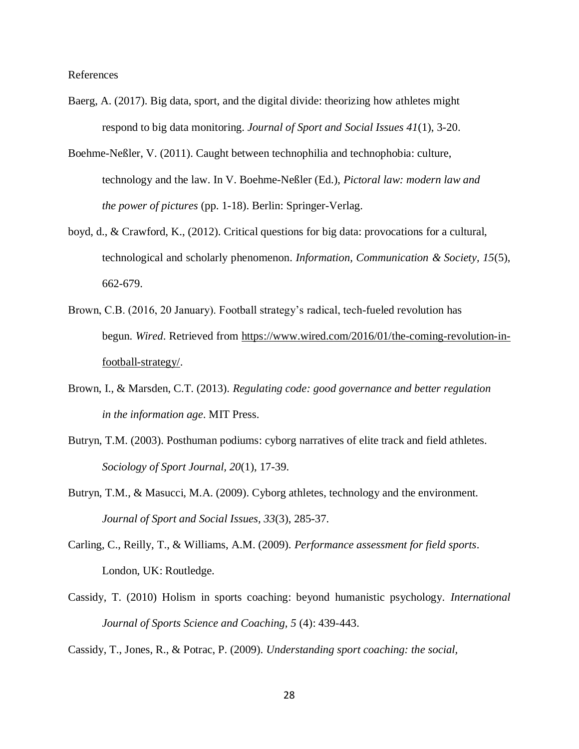References

Baerg, A. (2017). Big data, sport, and the digital divide: theorizing how athletes might respond to big data monitoring. *Journal of Sport and Social Issues 41*(1), 3-20.

Boehme-Neßler, V. (2011). Caught between technophilia and technophobia: culture, technology and the law. In V. Boehme-Neßler (Ed.), *Pictoral law: modern law and the power of pictures* (pp. 1-18). Berlin: Springer-Verlag.

boyd, d., & Crawford, K., (2012). Critical questions for big data: provocations for a cultural, technological and scholarly phenomenon. *Information, Communication & Society, 15*(5), 662-679.

Brown, C.B. (2016, 20 January). Football strategy's radical, tech-fueled revolution has begun. *Wired*. Retrieved from https://www.wired.com/2016/01/the-coming-revolution-in-football-strategy/.

Brown, I., & Marsden, C.T. (2013). *Regulating code: good governance and better regulation in the information age*. MIT Press.

Butryn, T.M. (2003). Posthuman podiums: cyborg narratives of elite track and field athletes. *Sociology of Sport Journal, 20*(1), 17-39.

Butryn, T.M., & Masucci, M.A. (2009). Cyborg athletes, technology and the environment. *Journal of Sport and Social Issues, 33*(3), 285-37.

Carling, C., Reilly, T., & Williams, A.M. (2009). *Performance assessment for field sports*. London, UK: Routledge.

Cassidy, T. (2010) Holism in sports coaching: beyond humanistic psychology. *International Journal of Sports Science and Coaching, 5* (4): 439-443.

Cassidy, T., Jones, R., & Potrac, P. (2009). *Understanding sport coaching: the social,*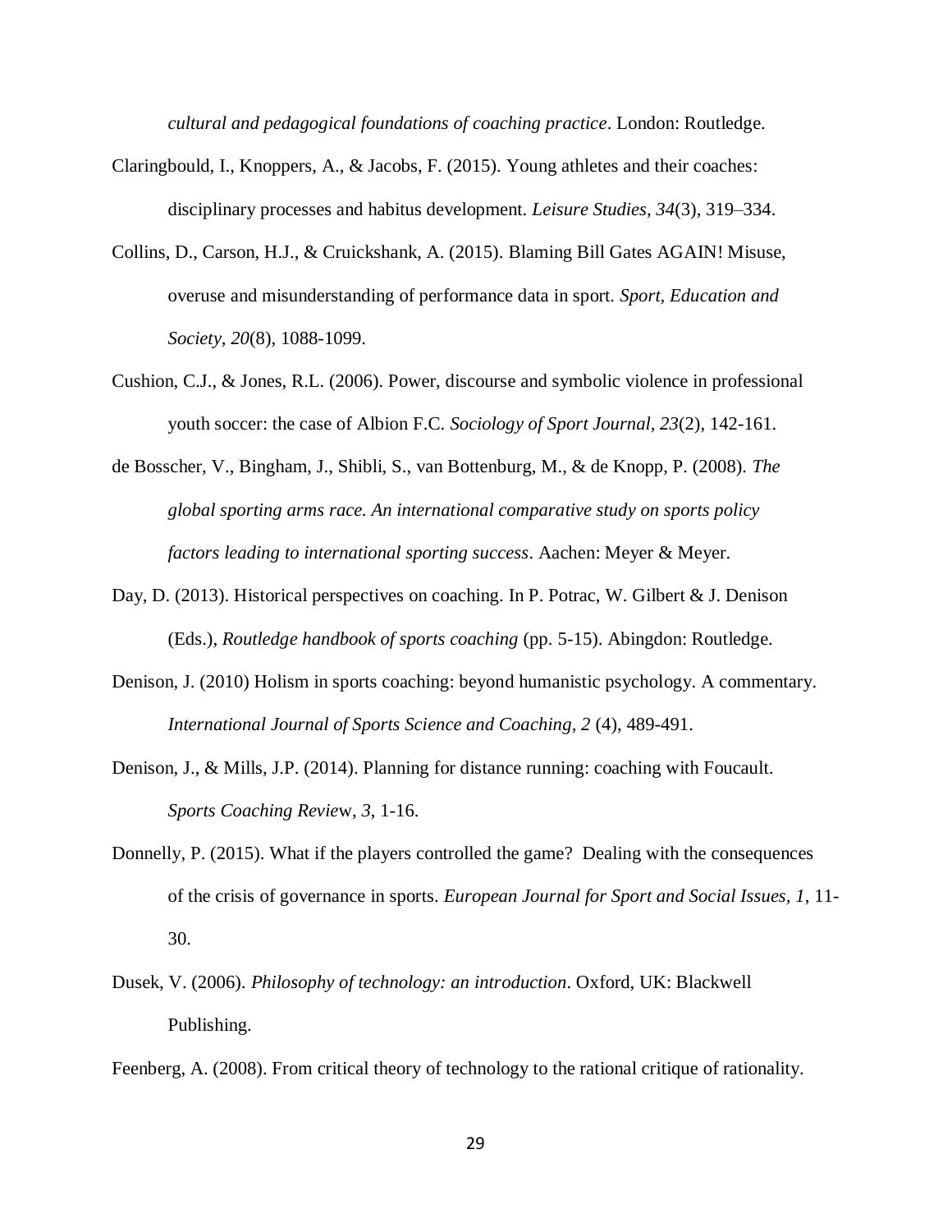*cultural and pedagogical foundations of coaching practice*. London: Routledge.

Claringbould, I., Knoppers, A., & Jacobs, F. (2015). Young athletes and their coaches: disciplinary processes and habitus development. *Leisure Studies, 34*(3), 319–334.

Collins, D., Carson, H.J., & Cruickshank, A. (2015). Blaming Bill Gates AGAIN! Misuse, overuse and misunderstanding of performance data in sport. *Sport, Education and Society, 20*(8), 1088-1099.

Cushion, C.J., & Jones, R.L. (2006). Power, discourse and symbolic violence in professional youth soccer: the case of Albion F.C. *Sociology of Sport Journal, 23*(2), 142-161.

de Bosscher, V., Bingham, J., Shibli, S., van Bottenburg, M., & de Knopp, P. (2008). *The global sporting arms race. An international comparative study on sports policy factors leading to international sporting success*. Aachen: Meyer & Meyer.

Day, D. (2013). Historical perspectives on coaching. In P. Potrac, W. Gilbert & J. Denison (Eds.), *Routledge handbook of sports coaching* (pp. 5-15). Abingdon: Routledge.

Denison, J. (2010) Holism in sports coaching: beyond humanistic psychology. A commentary. *International Journal of Sports Science and Coaching, 2* (4), 489-491.

Denison, J., & Mills, J.P. (2014). Planning for distance running: coaching with Foucault. *Sports Coaching Review*, *3*, 1-16.

Donnelly, P. (2015). What if the players controlled the game? Dealing with the consequences of the crisis of governance in sports. *European Journal for Sport and Social Issues, 1*, 11-30.

Dusek, V. (2006). *Philosophy of technology: an introduction*. Oxford, UK: Blackwell Publishing.

Feenberg, A. (2008). From critical theory of technology to the rational critique of rationality.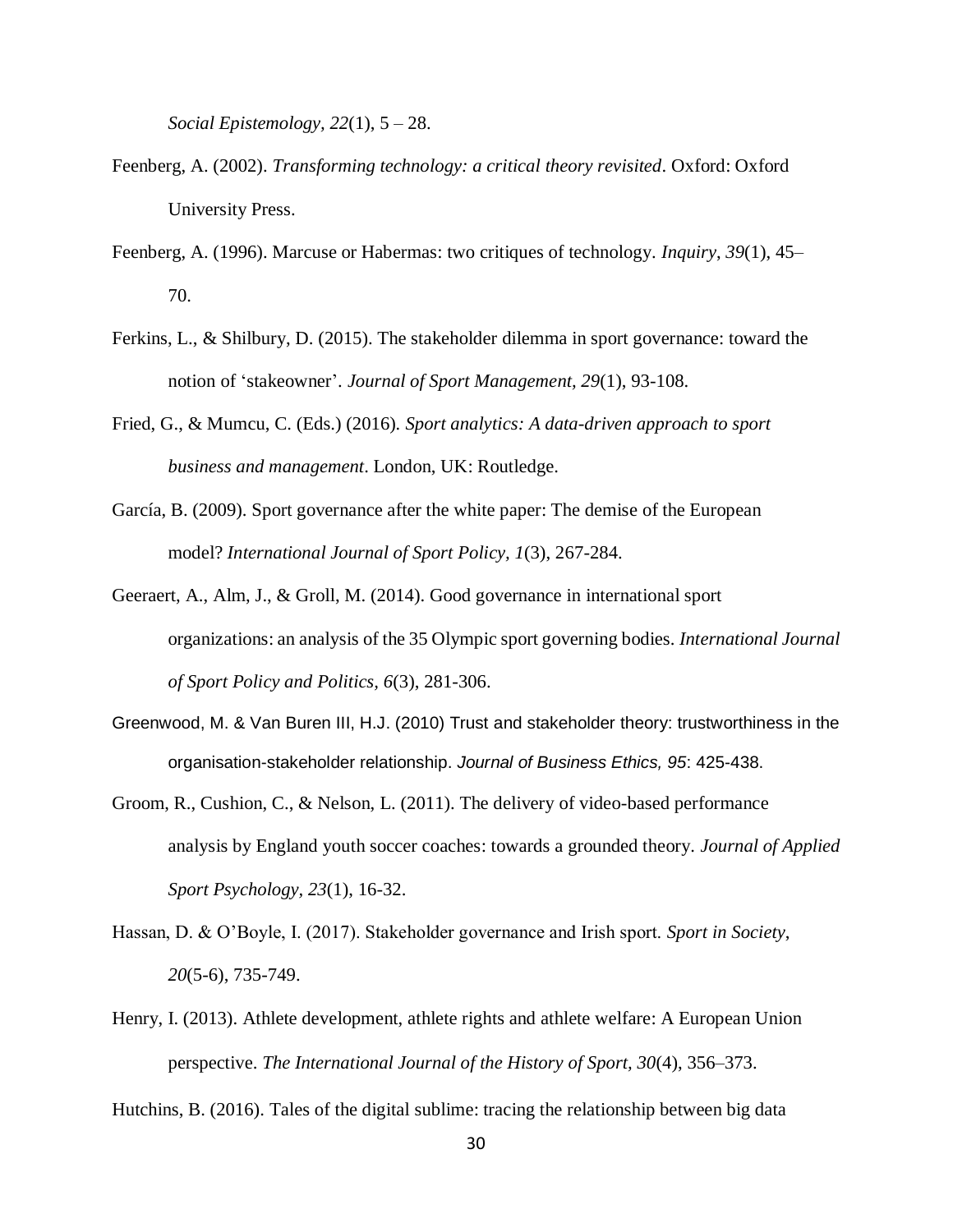*Social Epistemology*, *22*(1), 5 – 28.

Feenberg, A. (2002). *Transforming technology: a critical theory revisited*. Oxford: Oxford University Press.

Feenberg, A. (1996). Marcuse or Habermas: two critiques of technology. *Inquiry*, *39*(1), 45–70.

Ferkins, L., & Shilbury, D. (2015). The stakeholder dilemma in sport governance: toward the notion of 'stakeowner'. *Journal of Sport Management, 29*(1), 93-108.

Fried, G., & Mumcu, C. (Eds.) (2016). *Sport analytics: A data-driven approach to sport business and management*. London, UK: Routledge.

García, B. (2009). Sport governance after the white paper: The demise of the European model? *International Journal of Sport Policy, 1*(3), 267-284.

Geeraert, A., Alm, J., & Groll, M. (2014). Good governance in international sport organizations: an analysis of the 35 Olympic sport governing bodies. *International Journal of Sport Policy and Politics*, *6*(3), 281-306.

Greenwood, M. & Van Buren III, H.J. (2010) Trust and stakeholder theory: trustworthiness in the organisation-stakeholder relationship. *Journal of Business Ethics, 95*: 425-438.

Groom, R., Cushion, C., & Nelson, L. (2011). The delivery of video-based performance analysis by England youth soccer coaches: towards a grounded theory. *Journal of Applied Sport Psychology*, *23*(1), 16-32.

Hassan, D. & O'Boyle, I. (2017). Stakeholder governance and Irish sport. *Sport in Society*, *20*(5-6), 735-749.

Henry, I. (2013). Athlete development, athlete rights and athlete welfare: A European Union perspective. *The International Journal of the History of Sport, 30*(4), 356–373.

Hutchins, B. (2016). Tales of the digital sublime: tracing the relationship between big data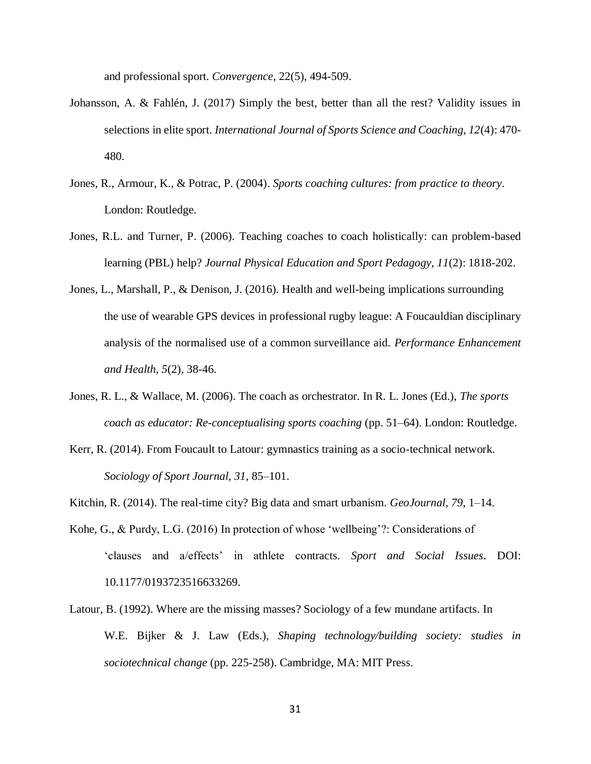and professional sport. *Convergence*, 22(5), 494-509.

Johansson, A. & Fahlén, J. (2017) Simply the best, better than all the rest? Validity issues in selections in elite sport. *International Journal of Sports Science and Coaching*, *12*(4): 470-480.

Jones, R., Armour, K., & Potrac, P. (2004). *Sports coaching cultures: from practice to theory*. London: Routledge.

Jones, R.L. and Turner, P. (2006). Teaching coaches to coach holistically: can problem-based learning (PBL) help? *Journal Physical Education and Sport Pedagogy, 11*(2): 1818-202.

Jones, L., Marshall, P., & Denison, J. (2016). Health and well-being implications surrounding the use of wearable GPS devices in professional rugby league: A Foucauldian disciplinary analysis of the normalised use of a common surveillance aid. *Performance Enhancement and Health, 5*(2), 38-46.

Jones, R. L., & Wallace, M. (2006). The coach as orchestrator. In R. L. Jones (Ed.), *The sports coach as educator: Re-conceptualising sports coaching* (pp. 51–64). London: Routledge.

Kerr, R. (2014). From Foucault to Latour: gymnastics training as a socio-technical network. *Sociology of Sport Journal, 31*, 85–101.

Kitchin, R. (2014). The real-time city? Big data and smart urbanism. *GeoJournal, 79*, 1–14.

Kohe, G., & Purdy, L.G. (2016) In protection of whose 'wellbeing'?: Considerations of 'clauses and a/effects' in athlete contracts. *Sport and Social Issues*. DOI: 10.1177/0193723516633269.

Latour, B. (1992). Where are the missing masses? Sociology of a few mundane artifacts. In W.E. Bijker & J. Law (Eds.), *Shaping technology/building society: studies in sociotechnical change* (pp. 225-258). Cambridge, MA: MIT Press.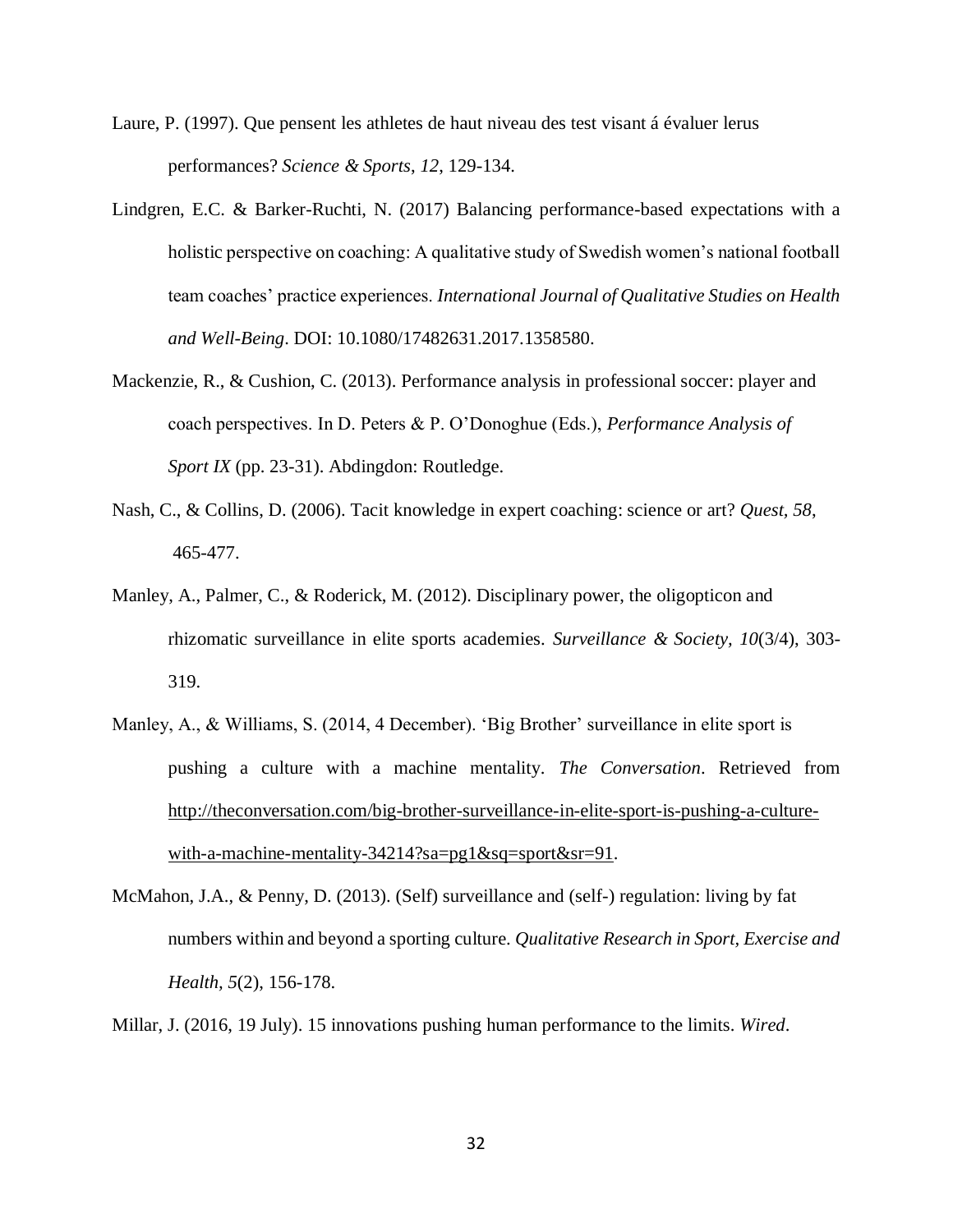Laure, P. (1997). Que pensent les athletes de haut niveau des test visant á évaluer lerus performances? *Science & Sports*, *12*, 129-134.

Lindgren, E.C. & Barker-Ruchti, N. (2017) Balancing performance-based expectations with a holistic perspective on coaching: A qualitative study of Swedish women's national football team coaches' practice experiences. *International Journal of Qualitative Studies on Health and Well-Being*. DOI: 10.1080/17482631.2017.1358580.

Mackenzie, R., & Cushion, C. (2013). Performance analysis in professional soccer: player and coach perspectives. In D. Peters & P. O'Donoghue (Eds.), *Performance Analysis of Sport IX* (pp. 23-31). Abdingdon: Routledge.

Nash, C., & Collins, D. (2006). Tacit knowledge in expert coaching: science or art? *Quest, 58*, 465-477.

Manley, A., Palmer, C., & Roderick, M. (2012). Disciplinary power, the oligopticon and rhizomatic surveillance in elite sports academies. *Surveillance & Society, 10*(3/4), 303-319.

Manley, A., & Williams, S. (2014, 4 December). 'Big Brother' surveillance in elite sport is pushing a culture with a machine mentality. *The Conversation*. Retrieved from http://theconversation.com/big-brother-surveillance-in-elite-sport-is-pushing-a-culture-with-a-machine-mentality-34214?sa=pg1&sq=sport&sr=91.

McMahon, J.A., & Penny, D. (2013). (Self) surveillance and (self-) regulation: living by fat numbers within and beyond a sporting culture. *Qualitative Research in Sport, Exercise and Health, 5*(2), 156-178.

Millar, J. (2016, 19 July). 15 innovations pushing human performance to the limits. *Wired*.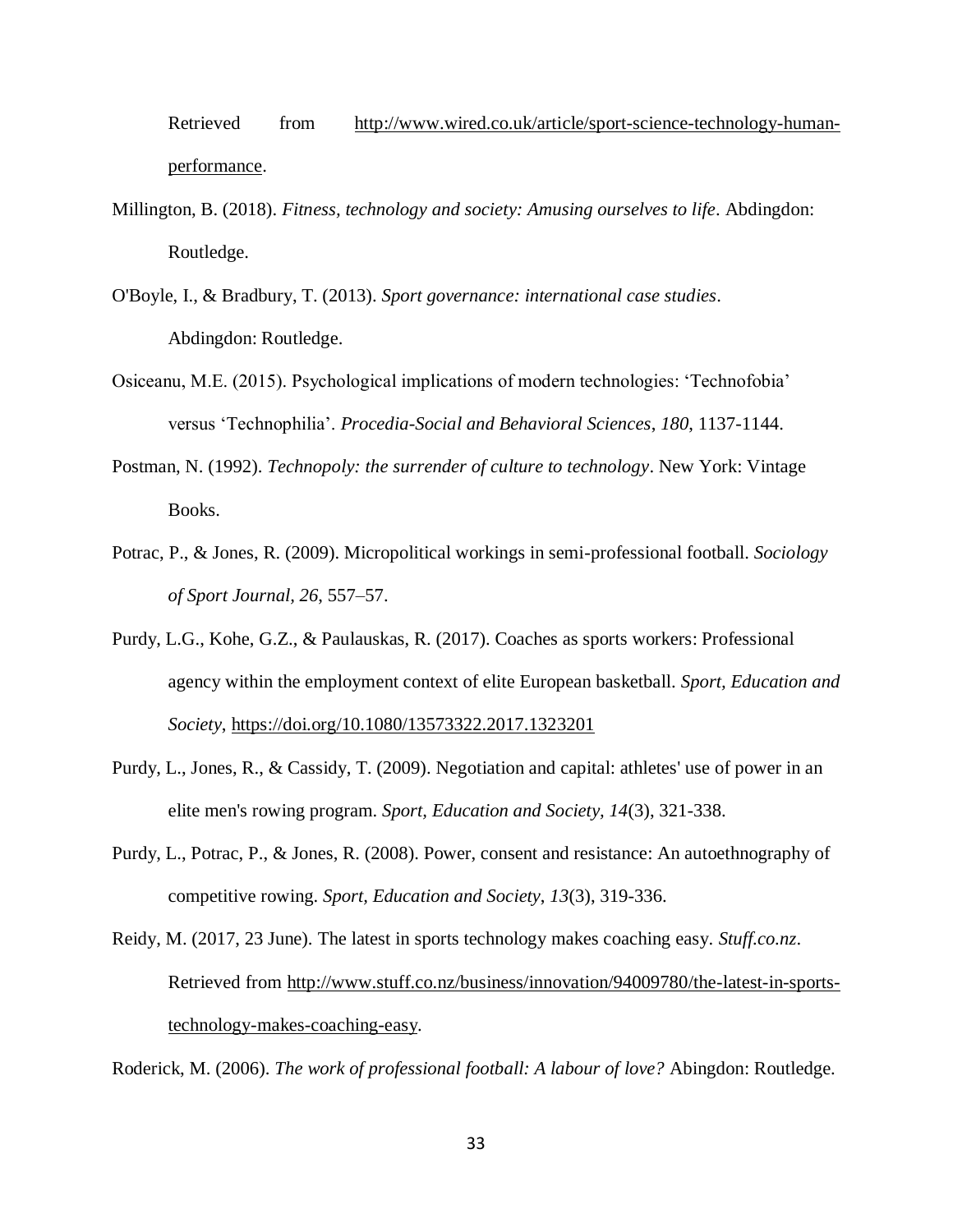Retrieved from http://www.wired.co.uk/article/sport-science-technology-human-performance.

Millington, B. (2018). *Fitness, technology and society: Amusing ourselves to life*. Abdingdon: Routledge.

O'Boyle, I., & Bradbury, T. (2013). *Sport governance: international case studies*. Abdingdon: Routledge.

Osiceanu, M.E. (2015). Psychological implications of modern technologies: 'Technofobia' versus 'Technophilia'. *Procedia-Social and Behavioral Sciences*, *180*, 1137-1144.

Postman, N. (1992). *Technopoly: the surrender of culture to technology*. New York: Vintage Books.

Potrac, P., & Jones, R. (2009). Micropolitical workings in semi-professional football. *Sociology of Sport Journal, 26*, 557–57.

Purdy, L.G., Kohe, G.Z., & Paulauskas, R. (2017). Coaches as sports workers: Professional agency within the employment context of elite European basketball. *Sport, Education and Society*, https://doi.org/10.1080/13573322.2017.1323201

Purdy, L., Jones, R., & Cassidy, T. (2009). Negotiation and capital: athletes' use of power in an elite men's rowing program. *Sport, Education and Society, 14*(3), 321-338.

Purdy, L., Potrac, P., & Jones, R. (2008). Power, consent and resistance: An autoethnography of competitive rowing. *Sport, Education and Society*, *13*(3), 319-336.

Reidy, M. (2017, 23 June). The latest in sports technology makes coaching easy. *Stuff.co.nz*. Retrieved from http://www.stuff.co.nz/business/innovation/94009780/the-latest-in-sports-technology-makes-coaching-easy.

Roderick, M. (2006). *The work of professional football: A labour of love?* Abingdon: Routledge.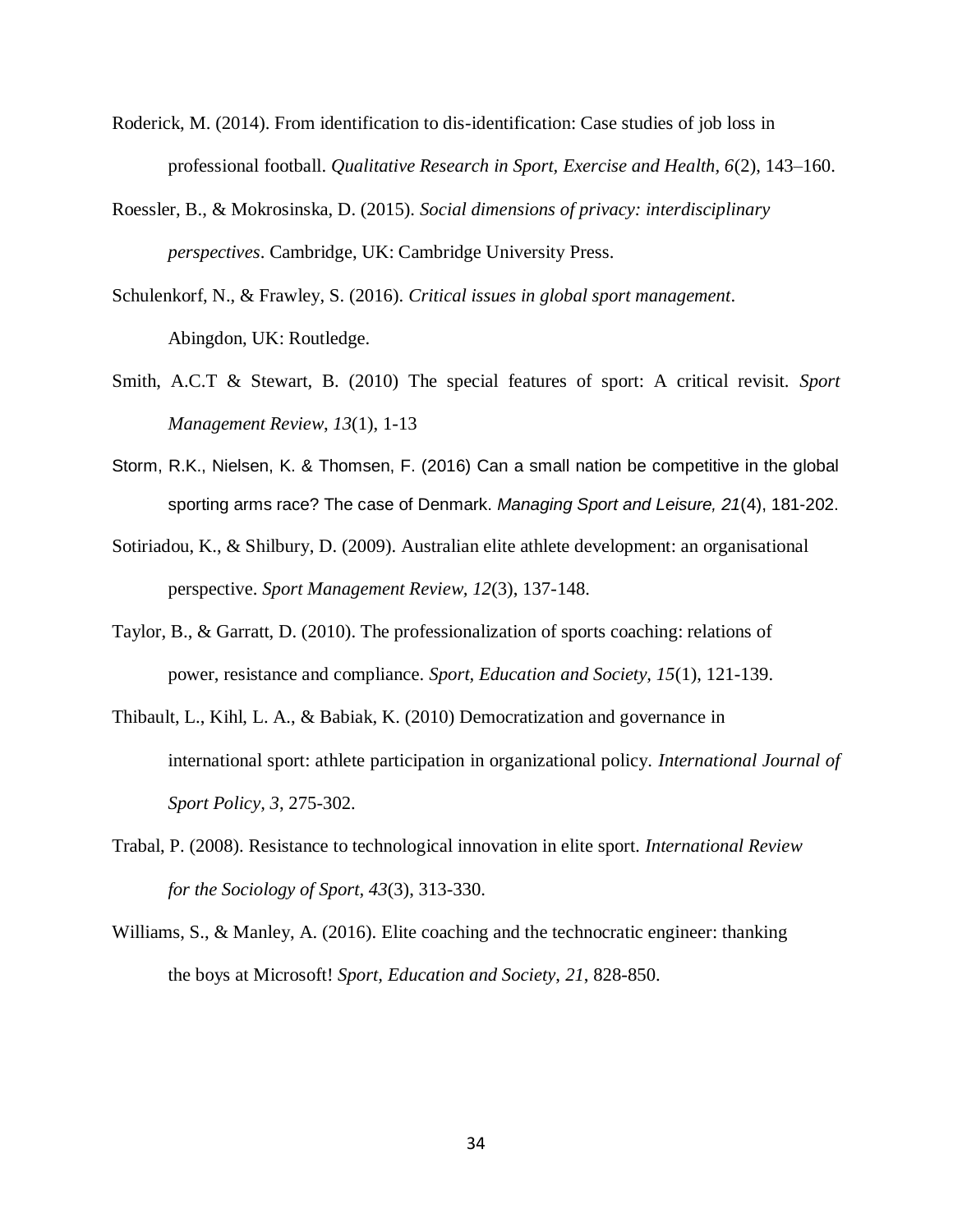Roderick, M. (2014). From identification to dis-identification: Case studies of job loss in professional football. *Qualitative Research in Sport, Exercise and Health*, *6*(2), 143–160.

Roessler, B., & Mokrosinska, D. (2015). *Social dimensions of privacy: interdisciplinary perspectives*. Cambridge, UK: Cambridge University Press.

Schulenkorf, N., & Frawley, S. (2016). *Critical issues in global sport management*. Abingdon, UK: Routledge.

Smith, A.C.T & Stewart, B. (2010) The special features of sport: A critical revisit. *Sport Management Review*, *13*(1), 1-13

Storm, R.K., Nielsen, K. & Thomsen, F. (2016) Can a small nation be competitive in the global sporting arms race? The case of Denmark. *Managing Sport and Leisure, 21*(4), 181-202.

Sotiriadou, K., & Shilbury, D. (2009). Australian elite athlete development: an organisational perspective. *Sport Management Review, 12*(3), 137-148.

Taylor, B., & Garratt, D. (2010). The professionalization of sports coaching: relations of power, resistance and compliance. *Sport, Education and Society, 15*(1), 121-139.

Thibault, L., Kihl, L. A., & Babiak, K. (2010) Democratization and governance in international sport: athlete participation in organizational policy. *International Journal of Sport Policy, 3*, 275-302.

Trabal, P. (2008). Resistance to technological innovation in elite sport. *International Review for the Sociology of Sport, 43*(3), 313-330.

Williams, S., & Manley, A. (2016). Elite coaching and the technocratic engineer: thanking the boys at Microsoft! *Sport, Education and Society, 21*, 828-850.